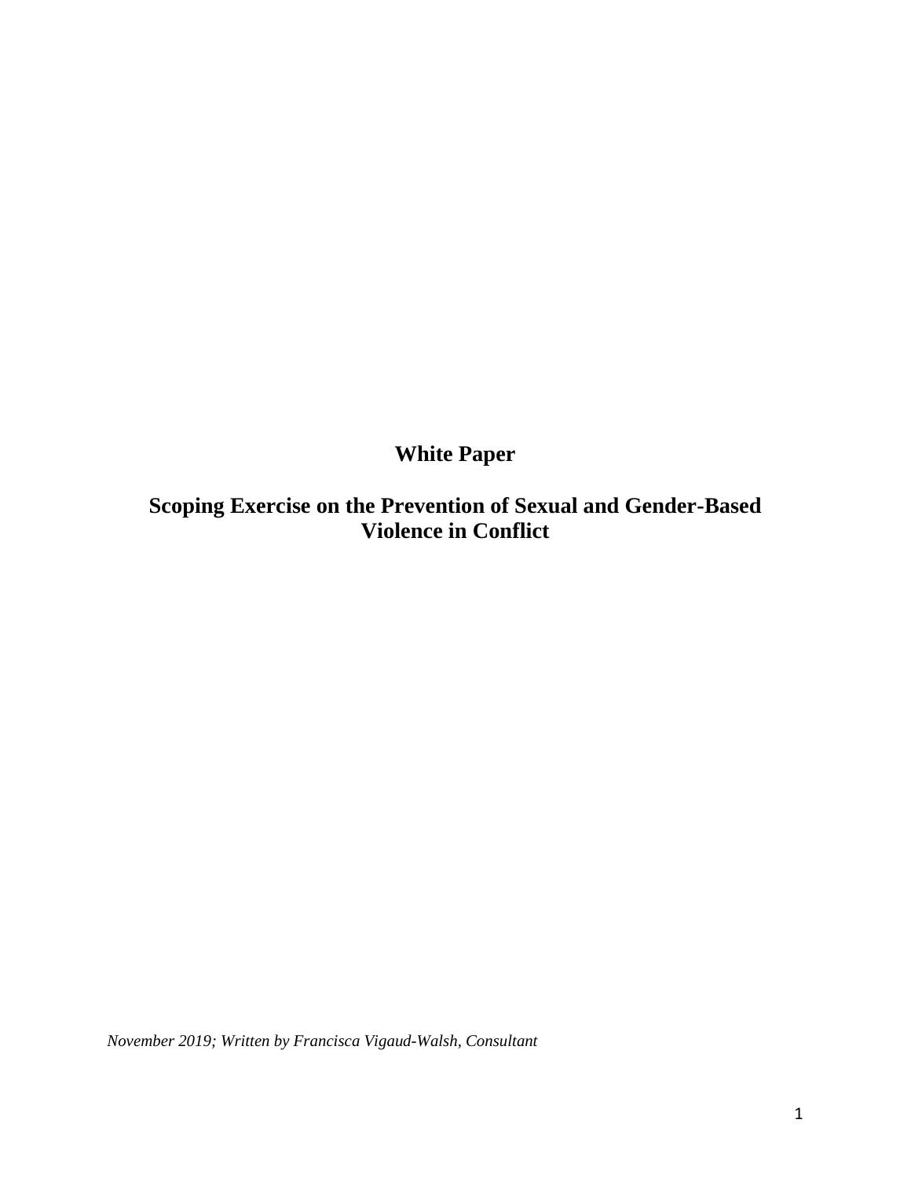# White Paper

# Scoping Exercise on the Prevention of Sexual and Gender-Based Violence in Conflict

*November 2019; Written by Francisca Vigaud-Walsh, Consultant*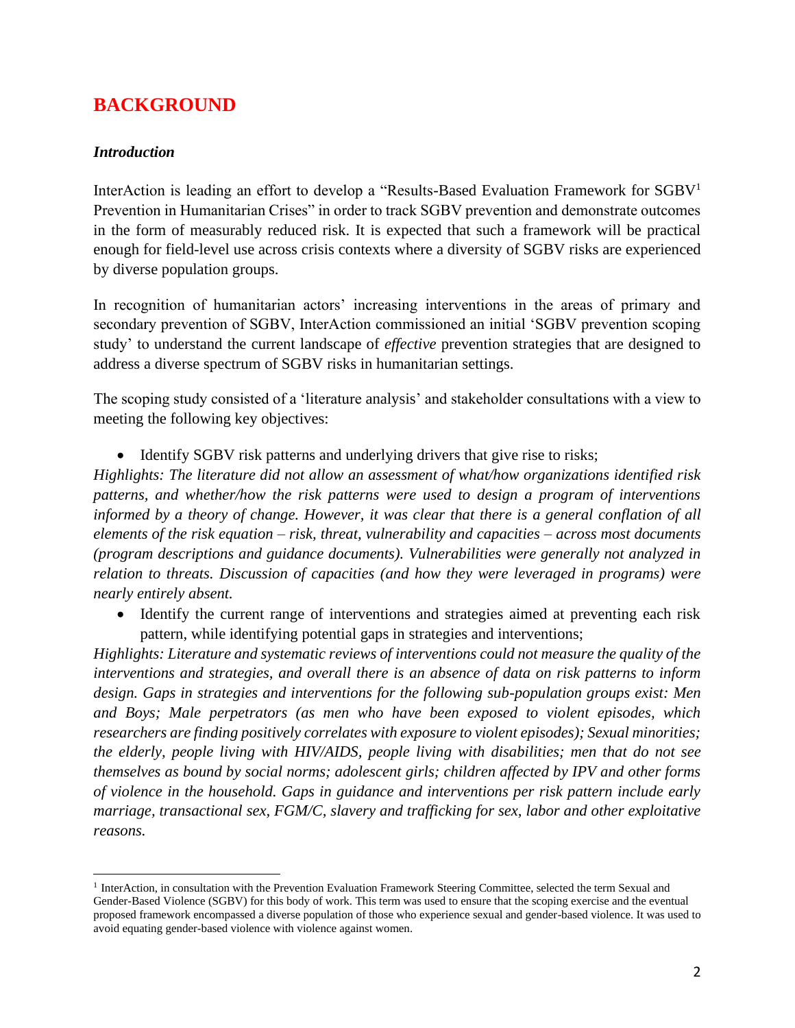# BACKGROUND

### *Introduction*

InterAction is leading an effort to develop a "Results-Based Evaluation Framework for SGBV[1] Prevention in Humanitarian Crises" in order to track SGBV prevention and demonstrate outcomes in the form of measurably reduced risk. It is expected that such a framework will be practical enough for field-level use across crisis contexts where a diversity of SGBV risks are experienced by diverse population groups.

In recognition of humanitarian actors' increasing interventions in the areas of primary and secondary prevention of SGBV, InterAction commissioned an initial 'SGBV prevention scoping study' to understand the current landscape of *effective* prevention strategies that are designed to address a diverse spectrum of SGBV risks in humanitarian settings.

The scoping study consisted of a 'literature analysis' and stakeholder consultations with a view to meeting the following key objectives:

- Identify SGBV risk patterns and underlying drivers that give rise to risks;

*Highlights: The literature did not allow an assessment of what/how organizations identified risk patterns, and whether/how the risk patterns were used to design a program of interventions informed by a theory of change. However, it was clear that there is a general conflation of all elements of the risk equation – risk, threat, vulnerability and capacities – across most documents (program descriptions and guidance documents). Vulnerabilities were generally not analyzed in relation to threats. Discussion of capacities (and how they were leveraged in programs) were nearly entirely absent.*

- Identify the current range of interventions and strategies aimed at preventing each risk pattern, while identifying potential gaps in strategies and interventions;

*Highlights: Literature and systematic reviews of interventions could not measure the quality of the interventions and strategies, and overall there is an absence of data on risk patterns to inform design. Gaps in strategies and interventions for the following sub-population groups exist: Men and Boys; Male perpetrators (as men who have been exposed to violent episodes, which researchers are finding positively correlates with exposure to violent episodes); Sexual minorities; the elderly, people living with HIV/AIDS, people living with disabilities; men that do not see themselves as bound by social norms; adolescent girls; children affected by IPV and other forms of violence in the household. Gaps in guidance and interventions per risk pattern include early marriage, transactional sex, FGM/C, slavery and trafficking for sex, labor and other exploitative reasons.*

---

[1] InterAction, in consultation with the Prevention Evaluation Framework Steering Committee, selected the term Sexual and Gender-Based Violence (SGBV) for this body of work. This term was used to ensure that the scoping exercise and the eventual proposed framework encompassed a diverse population of those who experience sexual and gender-based violence. It was used to avoid equating gender-based violence with violence against women.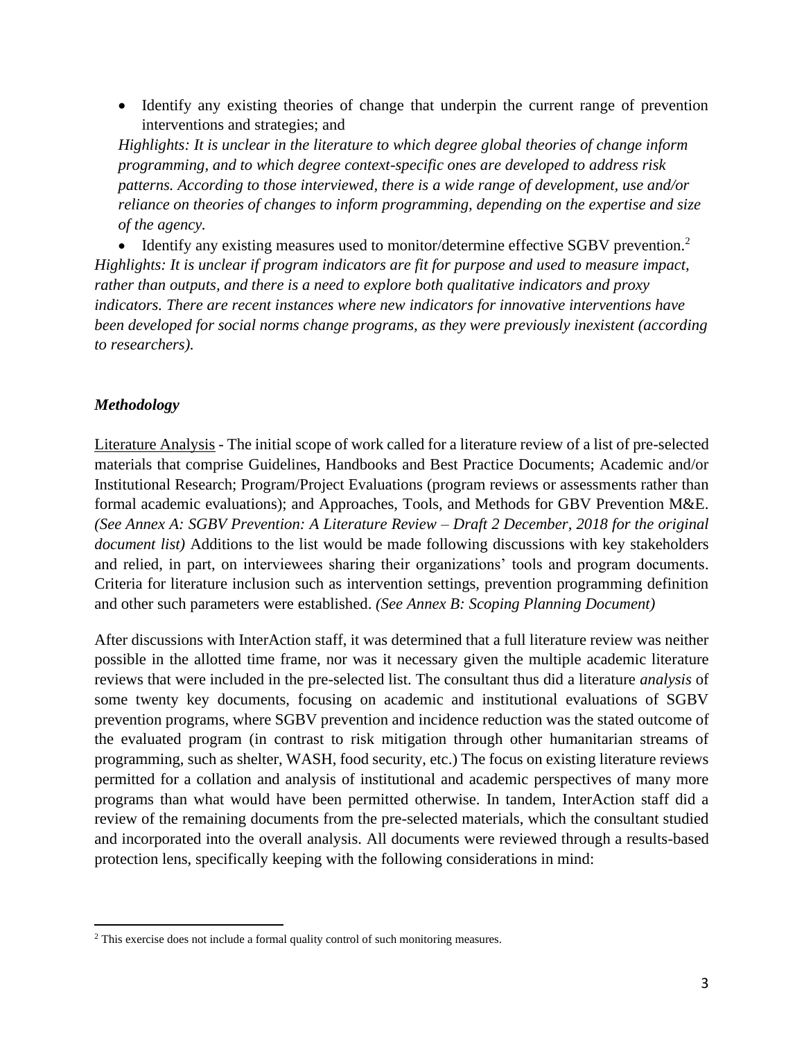- Identify any existing theories of change that underpin the current range of prevention interventions and strategies; and

  *Highlights: It is unclear in the literature to which degree global theories of change inform programming, and to which degree context-specific ones are developed to address risk patterns. According to those interviewed, there is a wide range of development, use and/or reliance on theories of changes to inform programming, depending on the expertise and size of the agency.*

- Identify any existing measures used to monitor/determine effective SGBV prevention.[2]

*Highlights: It is unclear if program indicators are fit for purpose and used to measure impact, rather than outputs, and there is a need to explore both qualitative indicators and proxy indicators. There are recent instances where new indicators for innovative interventions have been developed for social norms change programs, as they were previously inexistent (according to researchers).*

### *Methodology*

Literature Analysis - The initial scope of work called for a literature review of a list of pre-selected materials that comprise Guidelines, Handbooks and Best Practice Documents; Academic and/or Institutional Research; Program/Project Evaluations (program reviews or assessments rather than formal academic evaluations); and Approaches, Tools, and Methods for GBV Prevention M&E. *(See Annex A: SGBV Prevention: A Literature Review – Draft 2 December, 2018 for the original document list)* Additions to the list would be made following discussions with key stakeholders and relied, in part, on interviewees sharing their organizations' tools and program documents. Criteria for literature inclusion such as intervention settings, prevention programming definition and other such parameters were established. *(See Annex B: Scoping Planning Document)*

After discussions with InterAction staff, it was determined that a full literature review was neither possible in the allotted time frame, nor was it necessary given the multiple academic literature reviews that were included in the pre-selected list. The consultant thus did a literature *analysis* of some twenty key documents, focusing on academic and institutional evaluations of SGBV prevention programs, where SGBV prevention and incidence reduction was the stated outcome of the evaluated program (in contrast to risk mitigation through other humanitarian streams of programming, such as shelter, WASH, food security, etc.) The focus on existing literature reviews permitted for a collation and analysis of institutional and academic perspectives of many more programs than what would have been permitted otherwise. In tandem, InterAction staff did a review of the remaining documents from the pre-selected materials, which the consultant studied and incorporated into the overall analysis. All documents were reviewed through a results-based protection lens, specifically keeping with the following considerations in mind:

---

[2] This exercise does not include a formal quality control of such monitoring measures.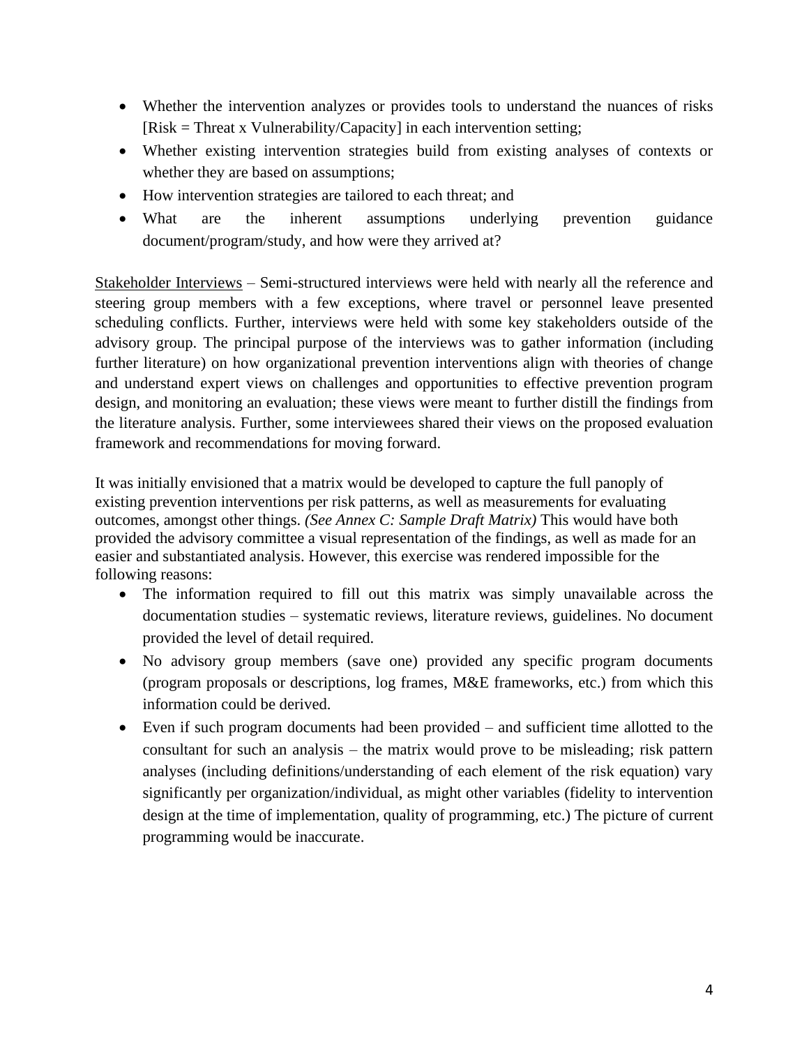- Whether the intervention analyzes or provides tools to understand the nuances of risks [Risk = Threat x Vulnerability/Capacity] in each intervention setting;
- Whether existing intervention strategies build from existing analyses of contexts or whether they are based on assumptions;
- How intervention strategies are tailored to each threat; and
- What are the inherent assumptions underlying prevention guidance document/program/study, and how were they arrived at?

<u>Stakeholder Interviews</u> – Semi-structured interviews were held with nearly all the reference and steering group members with a few exceptions, where travel or personnel leave presented scheduling conflicts. Further, interviews were held with some key stakeholders outside of the advisory group. The principal purpose of the interviews was to gather information (including further literature) on how organizational prevention interventions align with theories of change and understand expert views on challenges and opportunities to effective prevention program design, and monitoring an evaluation; these views were meant to further distill the findings from the literature analysis. Further, some interviewees shared their views on the proposed evaluation framework and recommendations for moving forward.

It was initially envisioned that a matrix would be developed to capture the full panoply of existing prevention interventions per risk patterns, as well as measurements for evaluating outcomes, amongst other things. *(See Annex C: Sample Draft Matrix)* This would have both provided the advisory committee a visual representation of the findings, as well as made for an easier and substantiated analysis. However, this exercise was rendered impossible for the following reasons:

- The information required to fill out this matrix was simply unavailable across the documentation studies – systematic reviews, literature reviews, guidelines. No document provided the level of detail required.
- No advisory group members (save one) provided any specific program documents (program proposals or descriptions, log frames, M&E frameworks, etc.) from which this information could be derived.
- Even if such program documents had been provided – and sufficient time allotted to the consultant for such an analysis – the matrix would prove to be misleading; risk pattern analyses (including definitions/understanding of each element of the risk equation) vary significantly per organization/individual, as might other variables (fidelity to intervention design at the time of implementation, quality of programming, etc.) The picture of current programming would be inaccurate.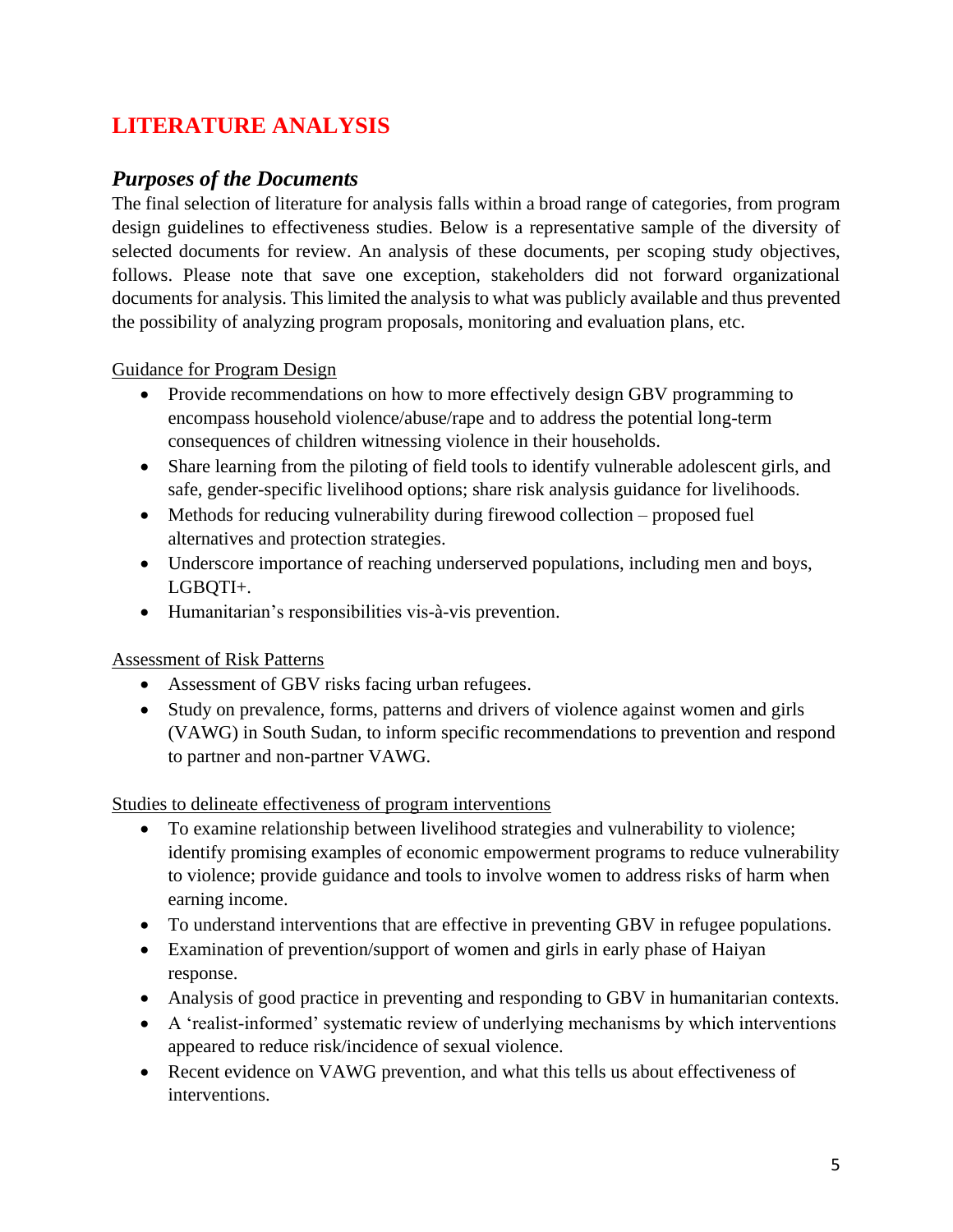# LITERATURE ANALYSIS

## *Purposes of the Documents*

The final selection of literature for analysis falls within a broad range of categories, from program design guidelines to effectiveness studies. Below is a representative sample of the diversity of selected documents for review. An analysis of these documents, per scoping study objectives, follows. Please note that save one exception, stakeholders did not forward organizational documents for analysis. This limited the analysis to what was publicly available and thus prevented the possibility of analyzing program proposals, monitoring and evaluation plans, etc.

<u>Guidance for Program Design</u>

- Provide recommendations on how to more effectively design GBV programming to encompass household violence/abuse/rape and to address the potential long-term consequences of children witnessing violence in their households.
- Share learning from the piloting of field tools to identify vulnerable adolescent girls, and safe, gender-specific livelihood options; share risk analysis guidance for livelihoods.
- Methods for reducing vulnerability during firewood collection – proposed fuel alternatives and protection strategies.
- Underscore importance of reaching underserved populations, including men and boys, LGBQTI+.
- Humanitarian's responsibilities vis-à-vis prevention.

<u>Assessment of Risk Patterns</u>

- Assessment of GBV risks facing urban refugees.
- Study on prevalence, forms, patterns and drivers of violence against women and girls (VAWG) in South Sudan, to inform specific recommendations to prevention and respond to partner and non-partner VAWG.

<u>Studies to delineate effectiveness of program interventions</u>

- To examine relationship between livelihood strategies and vulnerability to violence; identify promising examples of economic empowerment programs to reduce vulnerability to violence; provide guidance and tools to involve women to address risks of harm when earning income.
- To understand interventions that are effective in preventing GBV in refugee populations.
- Examination of prevention/support of women and girls in early phase of Haiyan response.
- Analysis of good practice in preventing and responding to GBV in humanitarian contexts.
- A 'realist-informed' systematic review of underlying mechanisms by which interventions appeared to reduce risk/incidence of sexual violence.
- Recent evidence on VAWG prevention, and what this tells us about effectiveness of interventions.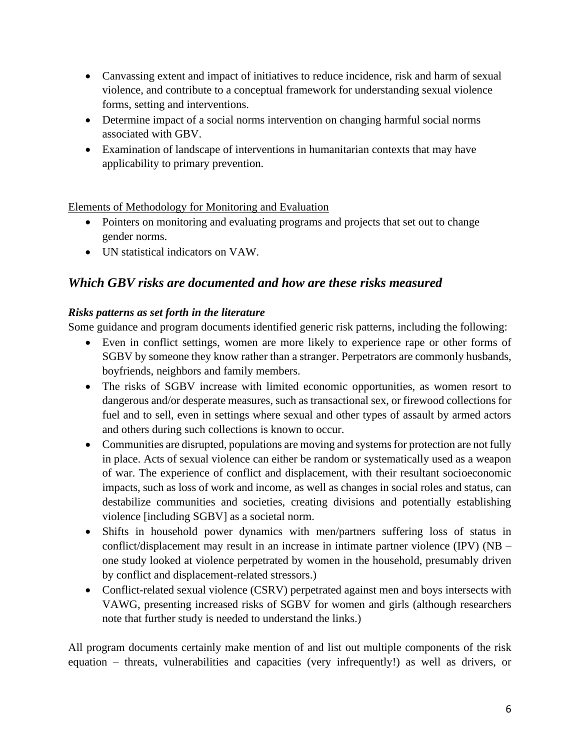- Canvassing extent and impact of initiatives to reduce incidence, risk and harm of sexual violence, and contribute to a conceptual framework for understanding sexual violence forms, setting and interventions.
- Determine impact of a social norms intervention on changing harmful social norms associated with GBV.
- Examination of landscape of interventions in humanitarian contexts that may have applicability to primary prevention.

<u>Elements of Methodology for Monitoring and Evaluation</u>

- Pointers on monitoring and evaluating programs and projects that set out to change gender norms.
- UN statistical indicators on VAW.

## *Which GBV risks are documented and how are these risks measured*

### *Risks patterns as set forth in the literature*

Some guidance and program documents identified generic risk patterns, including the following:

- Even in conflict settings, women are more likely to experience rape or other forms of SGBV by someone they know rather than a stranger. Perpetrators are commonly husbands, boyfriends, neighbors and family members.
- The risks of SGBV increase with limited economic opportunities, as women resort to dangerous and/or desperate measures, such as transactional sex, or firewood collections for fuel and to sell, even in settings where sexual and other types of assault by armed actors and others during such collections is known to occur.
- Communities are disrupted, populations are moving and systems for protection are not fully in place. Acts of sexual violence can either be random or systematically used as a weapon of war. The experience of conflict and displacement, with their resultant socioeconomic impacts, such as loss of work and income, as well as changes in social roles and status, can destabilize communities and societies, creating divisions and potentially establishing violence [including SGBV] as a societal norm.
- Shifts in household power dynamics with men/partners suffering loss of status in conflict/displacement may result in an increase in intimate partner violence (IPV) (NB – one study looked at violence perpetrated by women in the household, presumably driven by conflict and displacement-related stressors.)
- Conflict-related sexual violence (CSRV) perpetrated against men and boys intersects with VAWG, presenting increased risks of SGBV for women and girls (although researchers note that further study is needed to understand the links.)

All program documents certainly make mention of and list out multiple components of the risk equation – threats, vulnerabilities and capacities (very infrequently!) as well as drivers, or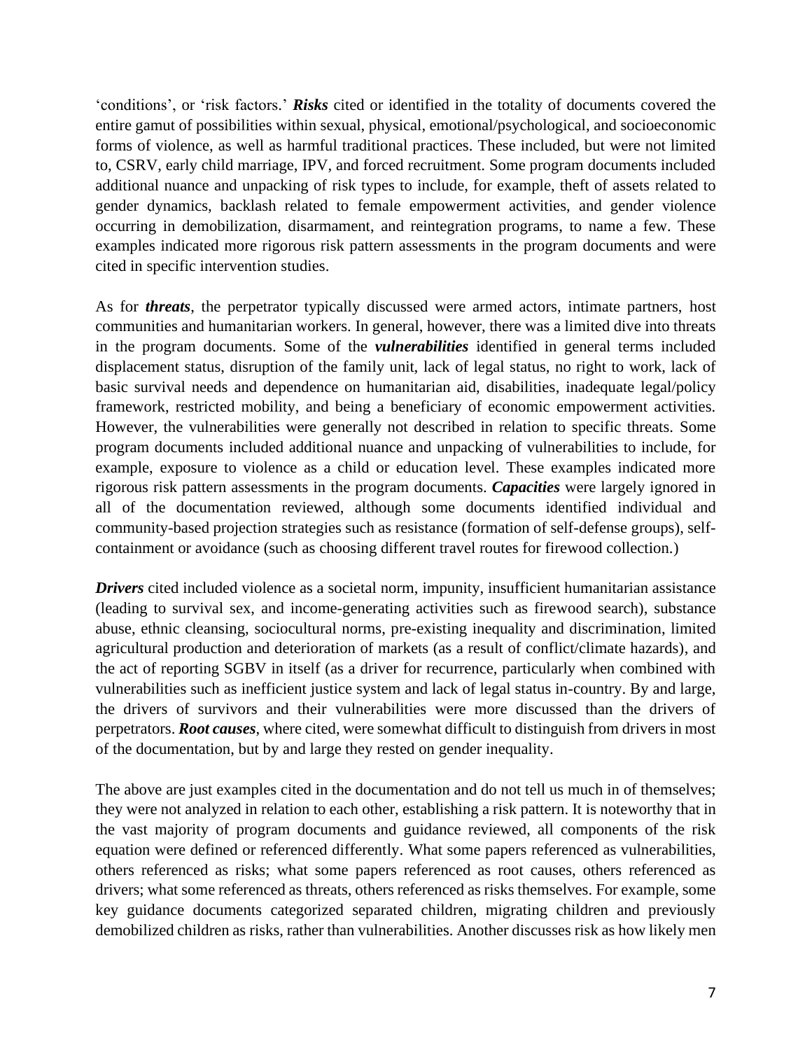‘conditions’, or ‘risk factors.’ ***Risks*** cited or identified in the totality of documents covered the entire gamut of possibilities within sexual, physical, emotional/psychological, and socioeconomic forms of violence, as well as harmful traditional practices. These included, but were not limited to, CSRV, early child marriage, IPV, and forced recruitment. Some program documents included additional nuance and unpacking of risk types to include, for example, theft of assets related to gender dynamics, backlash related to female empowerment activities, and gender violence occurring in demobilization, disarmament, and reintegration programs, to name a few. These examples indicated more rigorous risk pattern assessments in the program documents and were cited in specific intervention studies.

As for ***threats***, the perpetrator typically discussed were armed actors, intimate partners, host communities and humanitarian workers. In general, however, there was a limited dive into threats in the program documents. Some of the ***vulnerabilities*** identified in general terms included displacement status, disruption of the family unit, lack of legal status, no right to work, lack of basic survival needs and dependence on humanitarian aid, disabilities, inadequate legal/policy framework, restricted mobility, and being a beneficiary of economic empowerment activities. However, the vulnerabilities were generally not described in relation to specific threats. Some program documents included additional nuance and unpacking of vulnerabilities to include, for example, exposure to violence as a child or education level. These examples indicated more rigorous risk pattern assessments in the program documents. ***Capacities*** were largely ignored in all of the documentation reviewed, although some documents identified individual and community-based projection strategies such as resistance (formation of self-defense groups), self-containment or avoidance (such as choosing different travel routes for firewood collection.)

***Drivers*** cited included violence as a societal norm, impunity, insufficient humanitarian assistance (leading to survival sex, and income-generating activities such as firewood search), substance abuse, ethnic cleansing, sociocultural norms, pre-existing inequality and discrimination, limited agricultural production and deterioration of markets (as a result of conflict/climate hazards), and the act of reporting SGBV in itself (as a driver for recurrence, particularly when combined with vulnerabilities such as inefficient justice system and lack of legal status in-country. By and large, the drivers of survivors and their vulnerabilities were more discussed than the drivers of perpetrators. ***Root causes***, where cited, were somewhat difficult to distinguish from drivers in most of the documentation, but by and large they rested on gender inequality.

The above are just examples cited in the documentation and do not tell us much in of themselves; they were not analyzed in relation to each other, establishing a risk pattern. It is noteworthy that in the vast majority of program documents and guidance reviewed, all components of the risk equation were defined or referenced differently. What some papers referenced as vulnerabilities, others referenced as risks; what some papers referenced as root causes, others referenced as drivers; what some referenced as threats, others referenced as risks themselves. For example, some key guidance documents categorized separated children, migrating children and previously demobilized children as risks, rather than vulnerabilities. Another discusses risk as how likely men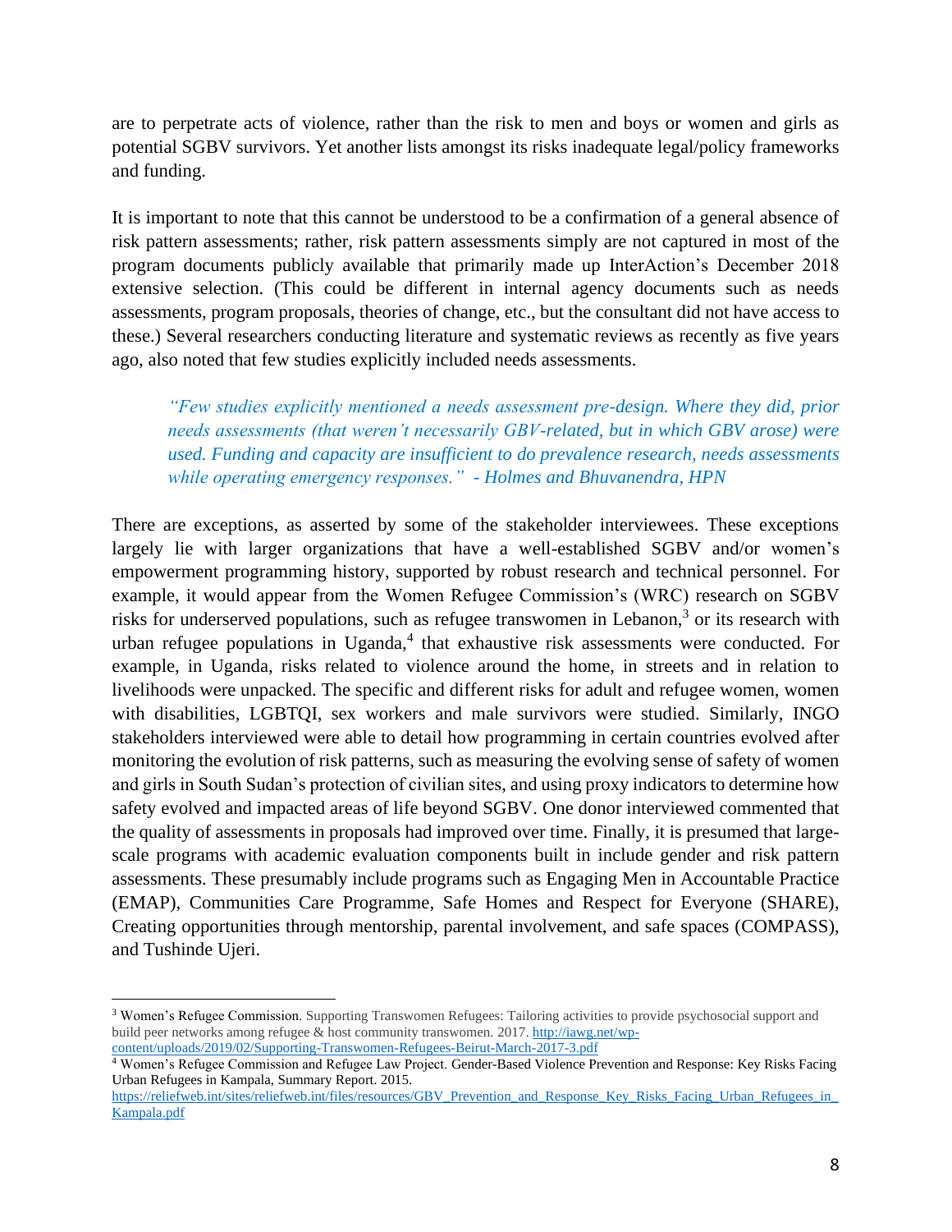are to perpetrate acts of violence, rather than the risk to men and boys or women and girls as potential SGBV survivors. Yet another lists amongst its risks inadequate legal/policy frameworks and funding.

It is important to note that this cannot be understood to be a confirmation of a general absence of risk pattern assessments; rather, risk pattern assessments simply are not captured in most of the program documents publicly available that primarily made up InterAction's December 2018 extensive selection. (This could be different in internal agency documents such as needs assessments, program proposals, theories of change, etc., but the consultant did not have access to these.) Several researchers conducting literature and systematic reviews as recently as five years ago, also noted that few studies explicitly included needs assessments.

> *"Few studies explicitly mentioned a needs assessment pre-design. Where they did, prior needs assessments (that weren't necessarily GBV-related, but in which GBV arose) were used. Funding and capacity are insufficient to do prevalence research, needs assessments while operating emergency responses." - Holmes and Bhuvanendra, HPN*

There are exceptions, as asserted by some of the stakeholder interviewees. These exceptions largely lie with larger organizations that have a well-established SGBV and/or women's empowerment programming history, supported by robust research and technical personnel. For example, it would appear from the Women Refugee Commission's (WRC) research on SGBV risks for underserved populations, such as refugee transwomen in Lebanon,[3] or its research with urban refugee populations in Uganda,[4] that exhaustive risk assessments were conducted. For example, in Uganda, risks related to violence around the home, in streets and in relation to livelihoods were unpacked. The specific and different risks for adult and refugee women, women with disabilities, LGBTQI, sex workers and male survivors were studied. Similarly, INGO stakeholders interviewed were able to detail how programming in certain countries evolved after monitoring the evolution of risk patterns, such as measuring the evolving sense of safety of women and girls in South Sudan's protection of civilian sites, and using proxy indicators to determine how safety evolved and impacted areas of life beyond SGBV. One donor interviewed commented that the quality of assessments in proposals had improved over time. Finally, it is presumed that large-scale programs with academic evaluation components built in include gender and risk pattern assessments. These presumably include programs such as Engaging Men in Accountable Practice (EMAP), Communities Care Programme, Safe Homes and Respect for Everyone (SHARE), Creating opportunities through mentorship, parental involvement, and safe spaces (COMPASS), and Tushinde Ujeri.

---

[3] Women's Refugee Commission. Supporting Transwomen Refugees: Tailoring activities to provide psychosocial support and build peer networks among refugee & host community transwomen. 2017. http://iawg.net/wp-content/uploads/2019/02/Supporting-Transwomen-Refugees-Beirut-March-2017-3.pdf

[4] Women's Refugee Commission and Refugee Law Project. Gender-Based Violence Prevention and Response: Key Risks Facing Urban Refugees in Kampala, Summary Report. 2015. https://reliefweb.int/sites/reliefweb.int/files/resources/GBV_Prevention_and_Response_Key_Risks_Facing_Urban_Refugees_in_Kampala.pdf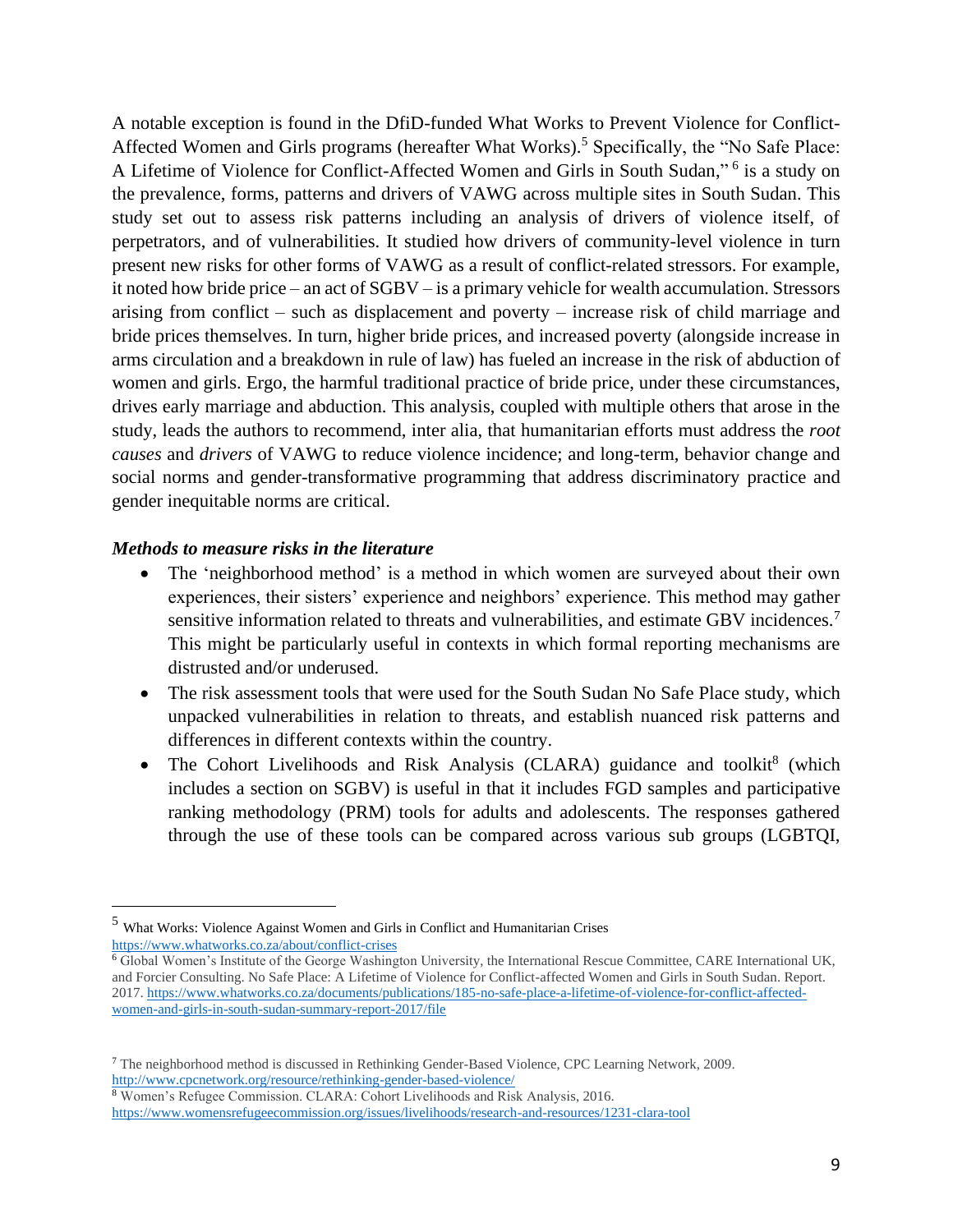A notable exception is found in the DfiD-funded What Works to Prevent Violence for Conflict-Affected Women and Girls programs (hereafter What Works).[5] Specifically, the "No Safe Place: A Lifetime of Violence for Conflict-Affected Women and Girls in South Sudan,"[6] is a study on the prevalence, forms, patterns and drivers of VAWG across multiple sites in South Sudan. This study set out to assess risk patterns including an analysis of drivers of violence itself, of perpetrators, and of vulnerabilities. It studied how drivers of community-level violence in turn present new risks for other forms of VAWG as a result of conflict-related stressors. For example, it noted how bride price – an act of SGBV – is a primary vehicle for wealth accumulation. Stressors arising from conflict – such as displacement and poverty – increase risk of child marriage and bride prices themselves. In turn, higher bride prices, and increased poverty (alongside increase in arms circulation and a breakdown in rule of law) has fueled an increase in the risk of abduction of women and girls. Ergo, the harmful traditional practice of bride price, under these circumstances, drives early marriage and abduction. This analysis, coupled with multiple others that arose in the study, leads the authors to recommend, inter alia, that humanitarian efforts must address the *root causes* and *drivers* of VAWG to reduce violence incidence; and long-term, behavior change and social norms and gender-transformative programming that address discriminatory practice and gender inequitable norms are critical.

### *Methods to measure risks in the literature*

- The 'neighborhood method' is a method in which women are surveyed about their own experiences, their sisters' experience and neighbors' experience. This method may gather sensitive information related to threats and vulnerabilities, and estimate GBV incidences.[7] This might be particularly useful in contexts in which formal reporting mechanisms are distrusted and/or underused.
- The risk assessment tools that were used for the South Sudan No Safe Place study, which unpacked vulnerabilities in relation to threats, and establish nuanced risk patterns and differences in different contexts within the country.
- The Cohort Livelihoods and Risk Analysis (CLARA) guidance and toolkit[8] (which includes a section on SGBV) is useful in that it includes FGD samples and participative ranking methodology (PRM) tools for adults and adolescents. The responses gathered through the use of these tools can be compared across various sub groups (LGBTQI,

---

[5] What Works: Violence Against Women and Girls in Conflict and Humanitarian Crises https://www.whatworks.co.za/about/conflict-crises

[6] Global Women's Institute of the George Washington University, the International Rescue Committee, CARE International UK, and Forcier Consulting. No Safe Place: A Lifetime of Violence for Conflict-affected Women and Girls in South Sudan. Report. 2017. https://www.whatworks.co.za/documents/publications/185-no-safe-place-a-lifetime-of-violence-for-conflict-affected-women-and-girls-in-south-sudan-summary-report-2017/file

[7] The neighborhood method is discussed in Rethinking Gender-Based Violence, CPC Learning Network, 2009. http://www.cpcnetwork.org/resource/rethinking-gender-based-violence/

[8] Women's Refugee Commission. CLARA: Cohort Livelihoods and Risk Analysis, 2016. https://www.womensrefugeecommission.org/issues/livelihoods/research-and-resources/1231-clara-tool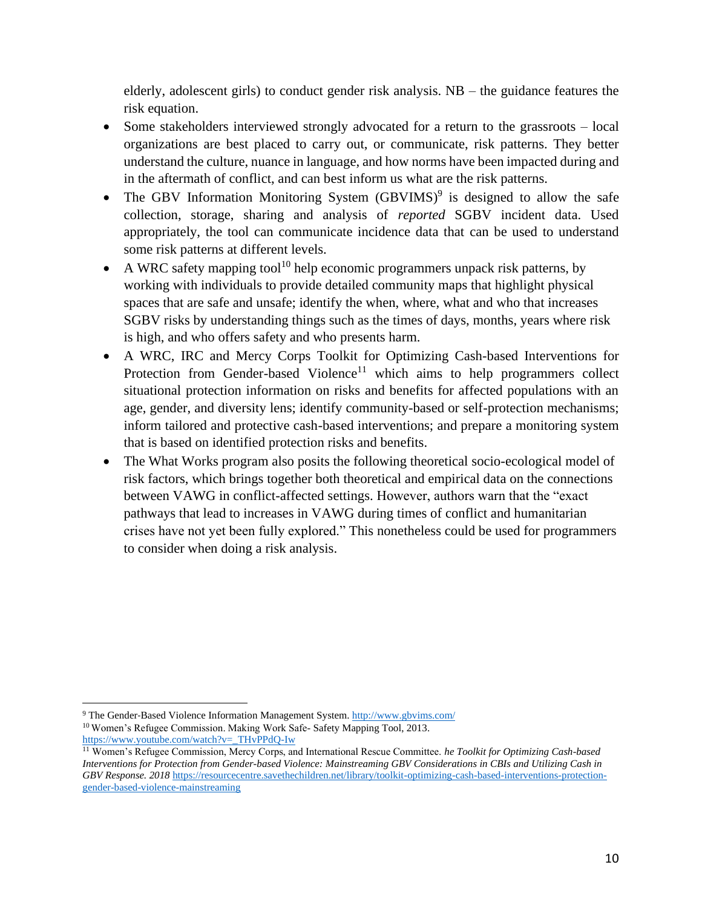elderly, adolescent girls) to conduct gender risk analysis. NB – the guidance features the risk equation.

- Some stakeholders interviewed strongly advocated for a return to the grassroots – local organizations are best placed to carry out, or communicate, risk patterns. They better understand the culture, nuance in language, and how norms have been impacted during and in the aftermath of conflict, and can best inform us what are the risk patterns.
- The GBV Information Monitoring System (GBVIMS)[9] is designed to allow the safe collection, storage, sharing and analysis of *reported* SGBV incident data. Used appropriately, the tool can communicate incidence data that can be used to understand some risk patterns at different levels.
- A WRC safety mapping tool[10] help economic programmers unpack risk patterns, by working with individuals to provide detailed community maps that highlight physical spaces that are safe and unsafe; identify the when, where, what and who that increases SGBV risks by understanding things such as the times of days, months, years where risk is high, and who offers safety and who presents harm.
- A WRC, IRC and Mercy Corps Toolkit for Optimizing Cash-based Interventions for Protection from Gender-based Violence[11] which aims to help programmers collect situational protection information on risks and benefits for affected populations with an age, gender, and diversity lens; identify community-based or self-protection mechanisms; inform tailored and protective cash-based interventions; and prepare a monitoring system that is based on identified protection risks and benefits.
- The What Works program also posits the following theoretical socio-ecological model of risk factors, which brings together both theoretical and empirical data on the connections between VAWG in conflict-affected settings. However, authors warn that the "exact pathways that lead to increases in VAWG during times of conflict and humanitarian crises have not yet been fully explored." This nonetheless could be used for programmers to consider when doing a risk analysis.

---

[9] The Gender-Based Violence Information Management System. http://www.gbvims.com/

[10] Women's Refugee Commission. Making Work Safe- Safety Mapping Tool, 2013. https://www.youtube.com/watch?v=_THvPPdQ-Iw

[11] Women's Refugee Commission, Mercy Corps, and International Rescue Committee. *he Toolkit for Optimizing Cash-based Interventions for Protection from Gender-based Violence: Mainstreaming GBV Considerations in CBIs and Utilizing Cash in GBV Response. 2018* https://resourcecentre.savethechildren.net/library/toolkit-optimizing-cash-based-interventions-protection-gender-based-violence-mainstreaming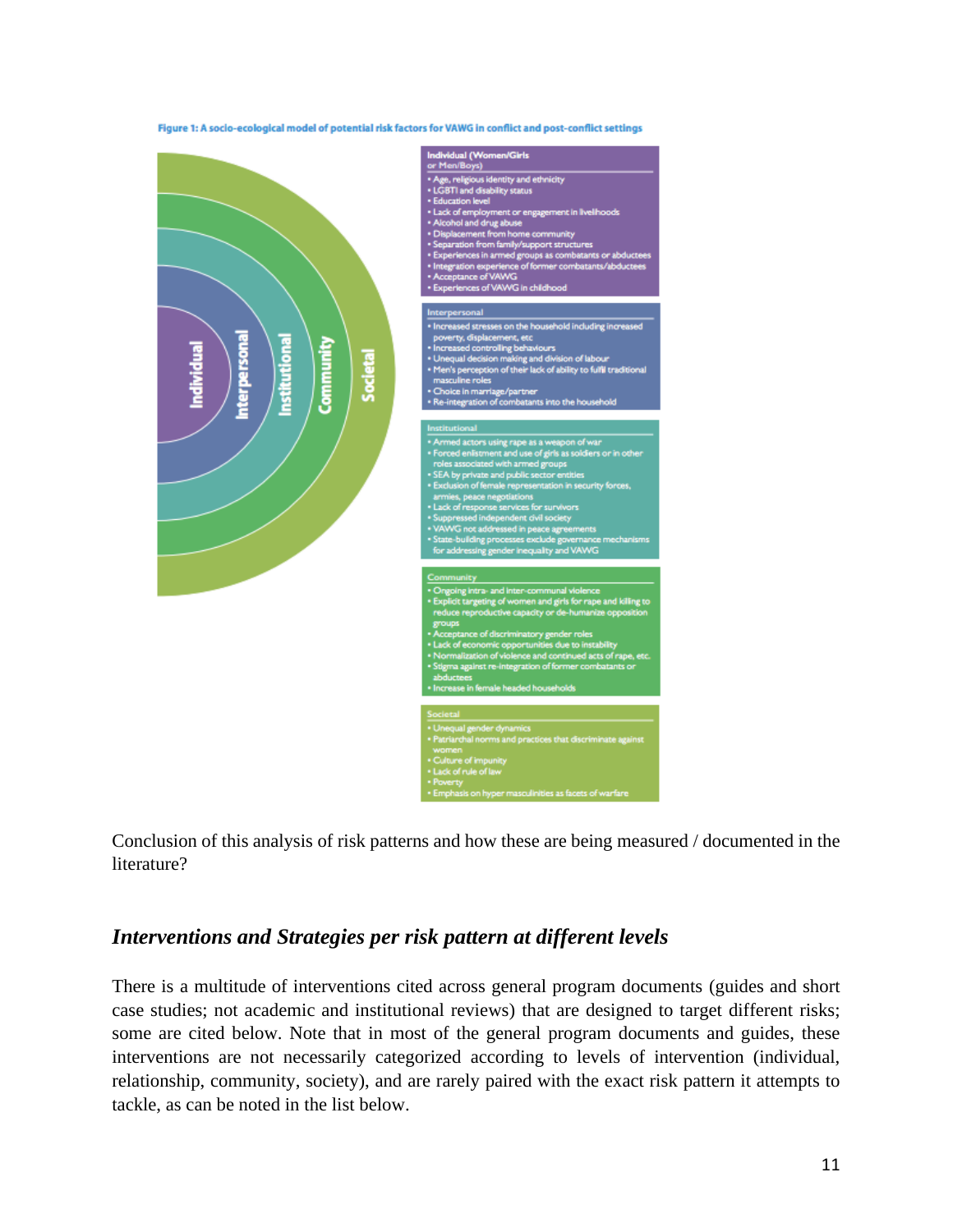Figure 1: A socio-ecological model of potential risk factors for VAWG in conflict and post-conflict settings

**Individual (Women/Girls or Men/Boys)**
- Age, religious identity and ethnicity
- LGBTI and disability status
- Education level
- Lack of employment or engagement in livelihoods
- Alcohol and drug abuse
- Displacement from home community
- Separation from family/support structures
- Experiences in armed groups as combatants or abductees
- Integration experience of former combatants/abductees
- Acceptance of VAWG
- Experiences of VAWG in childhood

**Interpersonal**
- Increased stresses on the household including increased poverty, displacement, etc
- Increased controlling behaviours
- Unequal decision making and division of labour
- Men's perception of their lack of ability to fulfil traditional masculine roles
- Choice in marriage/partner
- Re-integration of combatants into the household

**Institutional**
- Armed actors using rape as a weapon of war
- Forced enlistment and use of girls as soldiers or in other roles associated with armed groups
- SEA by private and public sector entities
- Exclusion of female representation in security forces, armies, peace negotiations
- Lack of response services for survivors
- Suppressed independent civil society
- VAWG not addressed in peace agreements
- State-building processes exclude governance mechanisms for addressing gender inequality and VAWG

**Community**
- Ongoing intra- and inter-communal violence
- Explicit targeting of women and girls for rape and killing to reduce reproductive capacity or de-humanize opposition groups
- Acceptance of discriminatory gender roles
- Lack of economic opportunities due to instability
- Normalization of violence and continued acts of rape, etc.
- Stigma against re-integration of former combatants or abductees
- Increase in female headed households

**Societal**
- Unequal gender dynamics
- Patriarchal norms and practices that discriminate against women
- Culture of impunity
- Lack of rule of law
- Poverty
- Emphasis on hyper masculinities as facets of warfare

Conclusion of this analysis of risk patterns and how these are being measured / documented in the literature?

## *Interventions and Strategies per risk pattern at different levels*

There is a multitude of interventions cited across general program documents (guides and short case studies; not academic and institutional reviews) that are designed to target different risks; some are cited below. Note that in most of the general program documents and guides, these interventions are not necessarily categorized according to levels of intervention (individual, relationship, community, society), and are rarely paired with the exact risk pattern it attempts to tackle, as can be noted in the list below.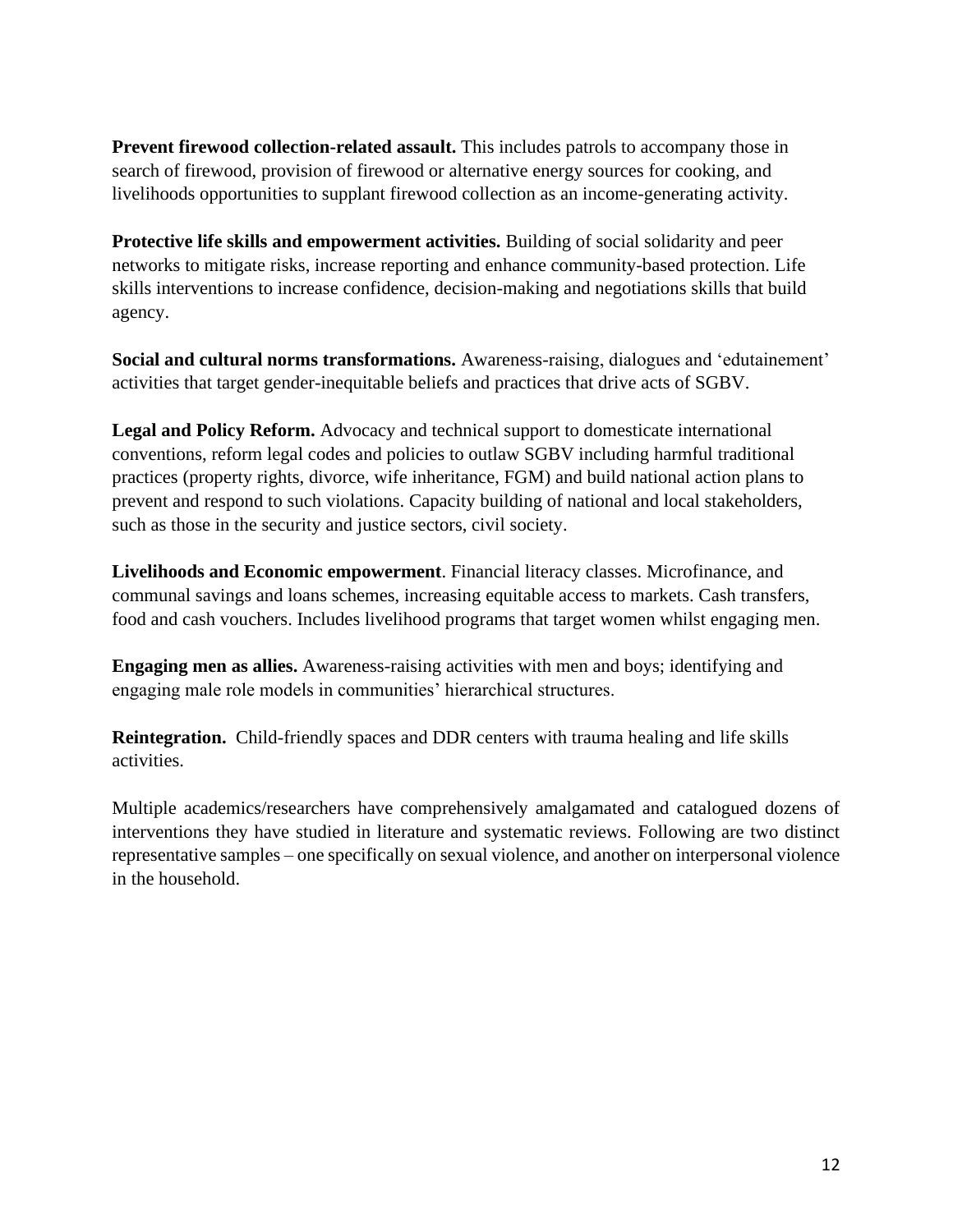**Prevent firewood collection-related assault.** This includes patrols to accompany those in search of firewood, provision of firewood or alternative energy sources for cooking, and livelihoods opportunities to supplant firewood collection as an income-generating activity.

**Protective life skills and empowerment activities.** Building of social solidarity and peer networks to mitigate risks, increase reporting and enhance community-based protection. Life skills interventions to increase confidence, decision-making and negotiations skills that build agency.

**Social and cultural norms transformations.** Awareness-raising, dialogues and 'edutainement' activities that target gender-inequitable beliefs and practices that drive acts of SGBV.

**Legal and Policy Reform.** Advocacy and technical support to domesticate international conventions, reform legal codes and policies to outlaw SGBV including harmful traditional practices (property rights, divorce, wife inheritance, FGM) and build national action plans to prevent and respond to such violations. Capacity building of national and local stakeholders, such as those in the security and justice sectors, civil society.

**Livelihoods and Economic empowerment**. Financial literacy classes. Microfinance, and communal savings and loans schemes, increasing equitable access to markets. Cash transfers, food and cash vouchers. Includes livelihood programs that target women whilst engaging men.

**Engaging men as allies.** Awareness-raising activities with men and boys; identifying and engaging male role models in communities' hierarchical structures.

**Reintegration.** Child-friendly spaces and DDR centers with trauma healing and life skills activities.

Multiple academics/researchers have comprehensively amalgamated and catalogued dozens of interventions they have studied in literature and systematic reviews. Following are two distinct representative samples – one specifically on sexual violence, and another on interpersonal violence in the household.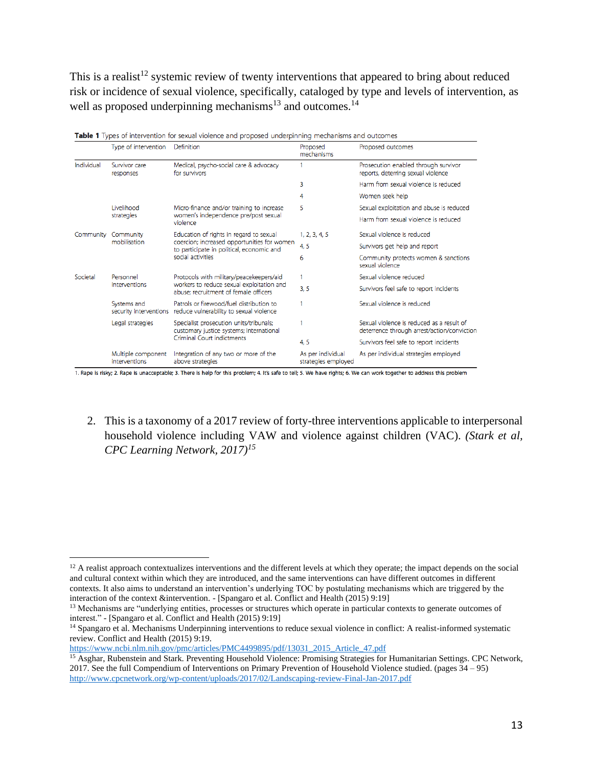This is a realist[12] systemic review of twenty interventions that appeared to bring about reduced risk or incidence of sexual violence, specifically, cataloged by type and levels of intervention, as well as proposed underpinning mechanisms[13] and outcomes.[14]

**Table 1** Types of intervention for sexual violence and proposed underpinning mechanisms and outcomes

| | Type of intervention | Definition | Proposed mechanisms | Proposed outcomes |
|---|---|---|---|---|
| Individual | Survivor care responses | Medical, psycho-social care & advocacy for survivors | 1 | Prosecution enabled through survivor reports, deterring sexual violence |
| | | | 3 | Harm from sexual violence is reduced |
| | | | 4 | Women seek help |
| | Livelihood strategies | Micro-finance and/or training to increase women's independence pre/post sexual violence | 5 | Sexual exploitation and abuse is reduced |
| | | | | Harm from sexual violence is reduced |
| Community | Community mobilisation | Education of rights in regard to sexual coercion; increased opportunities for women to participate in political, economic and social activities | 1, 2, 3, 4, 5 | Sexual violence is reduced |
| | | | 4, 5 | Survivors get help and report |
| | | | 6 | Community protects women & sanctions sexual violence |
| Societal | Personnel interventions | Protocols with military/peacekeepers/aid workers to reduce sexual exploitation and abuse; recruitment of female officers | 1 | Sexual violence reduced |
| | | | 3, 5 | Survivors feel safe to report incidents |
| | Systems and security interventions | Patrols or firewood/fuel distribution to reduce vulnerability to sexual violence | 1 | Sexual violence is reduced |
| | Legal strategies | Specialist prosecution units/tribunals; customary justice systems; International Criminal Court indictments | 1 | Sexual violence is reduced as a result of deterrence through arrest/action/conviction |
| | | | 4, 5 | Survivors feel safe to report incidents |
| | Multiple component interventions | Integration of any two or more of the above strategies | As per individual strategies employed | As per individual strategies employed |

1. Rape is risky; 2. Rape is unacceptable; 3. There is help for this problem; 4. It's safe to tell; 5. We have rights; 6. We can work together to address this problem

2. This is a taxonomy of a 2017 review of forty-three interventions applicable to interpersonal household violence including VAW and violence against children (VAC). *(Stark et al, CPC Learning Network, 2017)*[15]

---

[12] A realist approach contextualizes interventions and the different levels at which they operate; the impact depends on the social and cultural context within which they are introduced, and the same interventions can have different outcomes in different contexts. It also aims to understand an intervention's underlying TOC by postulating mechanisms which are triggered by the interaction of the context &intervention. - [Spangaro et al. Conflict and Health (2015) 9:19]

[13] Mechanisms are "underlying entities, processes or structures which operate in particular contexts to generate outcomes of interest." - [Spangaro et al. Conflict and Health (2015) 9:19]

[14] Spangaro et al. Mechanisms Underpinning interventions to reduce sexual violence in conflict: A realist-informed systematic review. Conflict and Health (2015) 9:19. https://www.ncbi.nlm.nih.gov/pmc/articles/PMC4499895/pdf/13031_2015_Article_47.pdf

[15] Asghar, Rubenstein and Stark. Preventing Household Violence: Promising Strategies for Humanitarian Settings. CPC Network, 2017. See the full Compendium of Interventions on Primary Prevention of Household Violence studied. (pages 34 – 95) http://www.cpcnetwork.org/wp-content/uploads/2017/02/Landscaping-review-Final-Jan-2017.pdf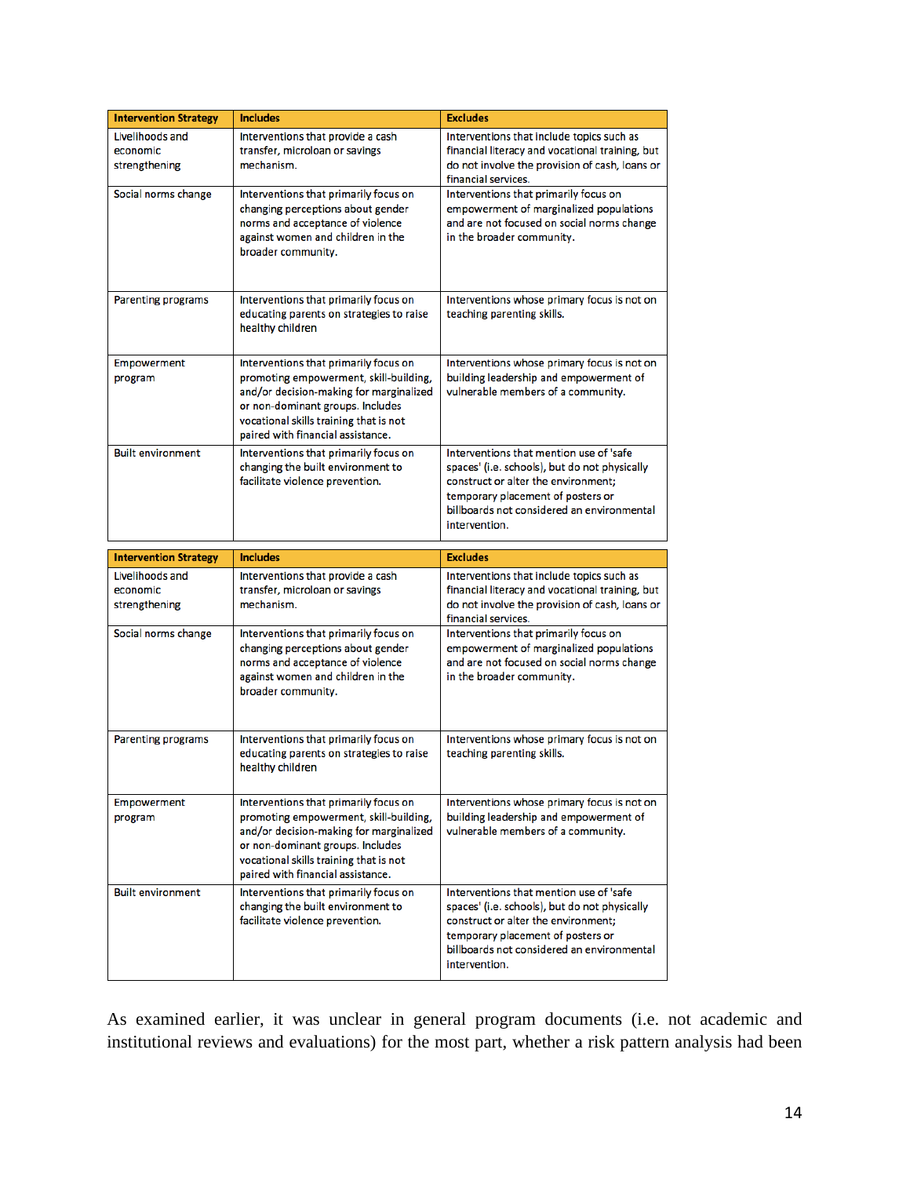| Intervention Strategy | Includes | Excludes |
|---|---|---|
| Livelihoods and economic strengthening | Interventions that provide a cash transfer, microloan or savings mechanism. | Interventions that include topics such as financial literacy and vocational training, but do not involve the provision of cash, loans or financial services. |
| Social norms change | Interventions that primarily focus on changing perceptions about gender norms and acceptance of violence against women and children in the broader community. | Interventions that primarily focus on empowerment of marginalized populations and are not focused on social norms change in the broader community. |
| Parenting programs | Interventions that primarily focus on educating parents on strategies to raise healthy children | Interventions whose primary focus is not on teaching parenting skills. |
| Empowerment program | Interventions that primarily focus on promoting empowerment, skill-building, and/or decision-making for marginalized or non-dominant groups. Includes vocational skills training that is not paired with financial assistance. | Interventions whose primary focus is not on building leadership and empowerment of vulnerable members of a community. |
| Built environment | Interventions that primarily focus on changing the built environment to facilitate violence prevention. | Interventions that mention use of 'safe spaces' (i.e. schools), but do not physically construct or alter the environment; temporary placement of posters or billboards not considered an environmental intervention. |

| Intervention Strategy | Includes | Excludes |
|---|---|---|
| Livelihoods and economic strengthening | Interventions that provide a cash transfer, microloan or savings mechanism. | Interventions that include topics such as financial literacy and vocational training, but do not involve the provision of cash, loans or financial services. |
| Social norms change | Interventions that primarily focus on changing perceptions about gender norms and acceptance of violence against women and children in the broader community. | Interventions that primarily focus on empowerment of marginalized populations and are not focused on social norms change in the broader community. |
| Parenting programs | Interventions that primarily focus on educating parents on strategies to raise healthy children | Interventions whose primary focus is not on teaching parenting skills. |
| Empowerment program | Interventions that primarily focus on promoting empowerment, skill-building, and/or decision-making for marginalized or non-dominant groups. Includes vocational skills training that is not paired with financial assistance. | Interventions whose primary focus is not on building leadership and empowerment of vulnerable members of a community. |
| Built environment | Interventions that primarily focus on changing the built environment to facilitate violence prevention. | Interventions that mention use of 'safe spaces' (i.e. schools), but do not physically construct or alter the environment; temporary placement of posters or billboards not considered an environmental intervention. |

As examined earlier, it was unclear in general program documents (i.e. not academic and institutional reviews and evaluations) for the most part, whether a risk pattern analysis had been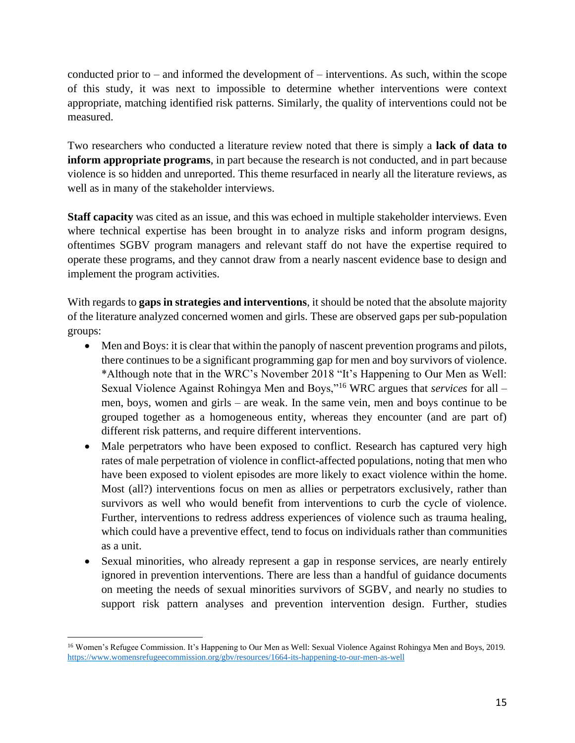conducted prior to – and informed the development of – interventions. As such, within the scope of this study, it was next to impossible to determine whether interventions were context appropriate, matching identified risk patterns. Similarly, the quality of interventions could not be measured.

Two researchers who conducted a literature review noted that there is simply a **lack of data to inform appropriate programs**, in part because the research is not conducted, and in part because violence is so hidden and unreported. This theme resurfaced in nearly all the literature reviews, as well as in many of the stakeholder interviews.

**Staff capacity** was cited as an issue, and this was echoed in multiple stakeholder interviews. Even where technical expertise has been brought in to analyze risks and inform program designs, oftentimes SGBV program managers and relevant staff do not have the expertise required to operate these programs, and they cannot draw from a nearly nascent evidence base to design and implement the program activities.

With regards to **gaps in strategies and interventions**, it should be noted that the absolute majority of the literature analyzed concerned women and girls. These are observed gaps per sub-population groups:

- Men and Boys: it is clear that within the panoply of nascent prevention programs and pilots, there continues to be a significant programming gap for men and boy survivors of violence. *Although note that in the WRC's November 2018 "It's Happening to Our Men as Well: Sexual Violence Against Rohingya Men and Boys,"[16] WRC argues that *services* for all – men, boys, women and girls – are weak. In the same vein, men and boys continue to be grouped together as a homogeneous entity, whereas they encounter (and are part of) different risk patterns, and require different interventions.
- Male perpetrators who have been exposed to conflict. Research has captured very high rates of male perpetration of violence in conflict-affected populations, noting that men who have been exposed to violent episodes are more likely to exact violence within the home. Most (all?) interventions focus on men as allies or perpetrators exclusively, rather than survivors as well who would benefit from interventions to curb the cycle of violence. Further, interventions to redress address experiences of violence such as trauma healing, which could have a preventive effect, tend to focus on individuals rather than communities as a unit.
- Sexual minorities, who already represent a gap in response services, are nearly entirely ignored in prevention interventions. There are less than a handful of guidance documents on meeting the needs of sexual minorities survivors of SGBV, and nearly no studies to support risk pattern analyses and prevention intervention design. Further, studies

[16] Women's Refugee Commission. It's Happening to Our Men as Well: Sexual Violence Against Rohingya Men and Boys, 2019. https://www.womensrefugeecommission.org/gbv/resources/1664-its-happening-to-our-men-as-well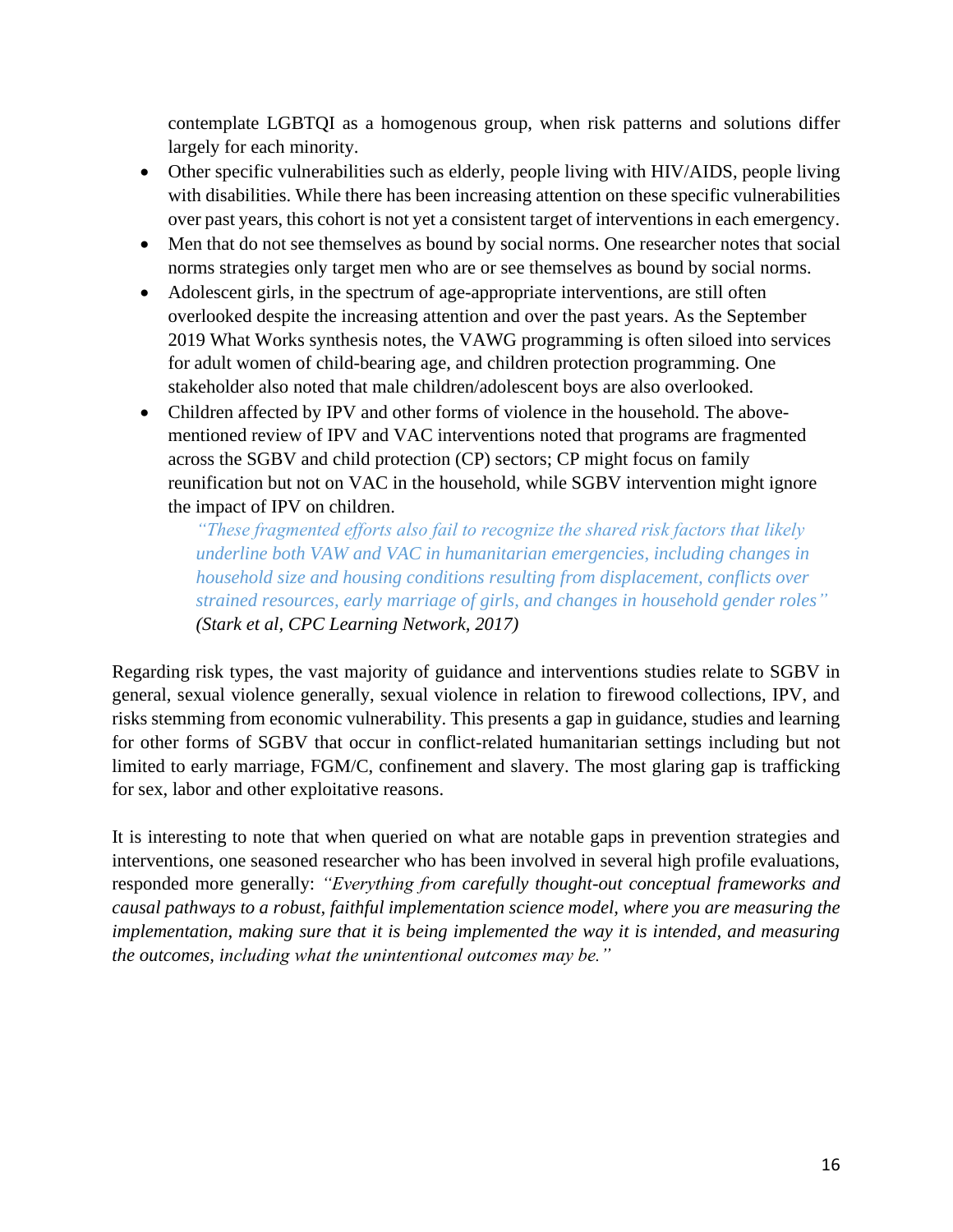contemplate LGBTQI as a homogenous group, when risk patterns and solutions differ largely for each minority.

- Other specific vulnerabilities such as elderly, people living with HIV/AIDS, people living with disabilities. While there has been increasing attention on these specific vulnerabilities over past years, this cohort is not yet a consistent target of interventions in each emergency.
- Men that do not see themselves as bound by social norms. One researcher notes that social norms strategies only target men who are or see themselves as bound by social norms.
- Adolescent girls, in the spectrum of age-appropriate interventions, are still often overlooked despite the increasing attention and over the past years. As the September 2019 What Works synthesis notes, the VAWG programming is often siloed into services for adult women of child-bearing age, and children protection programming. One stakeholder also noted that male children/adolescent boys are also overlooked.
- Children affected by IPV and other forms of violence in the household. The above-mentioned review of IPV and VAC interventions noted that programs are fragmented across the SGBV and child protection (CP) sectors; CP might focus on family reunification but not on VAC in the household, while SGBV intervention might ignore the impact of IPV on children.

  *"These fragmented efforts also fail to recognize the shared risk factors that likely underline both VAW and VAC in humanitarian emergencies, including changes in household size and housing conditions resulting from displacement, conflicts over strained resources, early marriage of girls, and changes in household gender roles" (Stark et al, CPC Learning Network, 2017)*

Regarding risk types, the vast majority of guidance and interventions studies relate to SGBV in general, sexual violence generally, sexual violence in relation to firewood collections, IPV, and risks stemming from economic vulnerability. This presents a gap in guidance, studies and learning for other forms of SGBV that occur in conflict-related humanitarian settings including but not limited to early marriage, FGM/C, confinement and slavery. The most glaring gap is trafficking for sex, labor and other exploitative reasons.

It is interesting to note that when queried on what are notable gaps in prevention strategies and interventions, one seasoned researcher who has been involved in several high profile evaluations, responded more generally: *"Everything from carefully thought-out conceptual frameworks and causal pathways to a robust, faithful implementation science model, where you are measuring the implementation, making sure that it is being implemented the way it is intended, and measuring the outcomes, including what the unintentional outcomes may be."*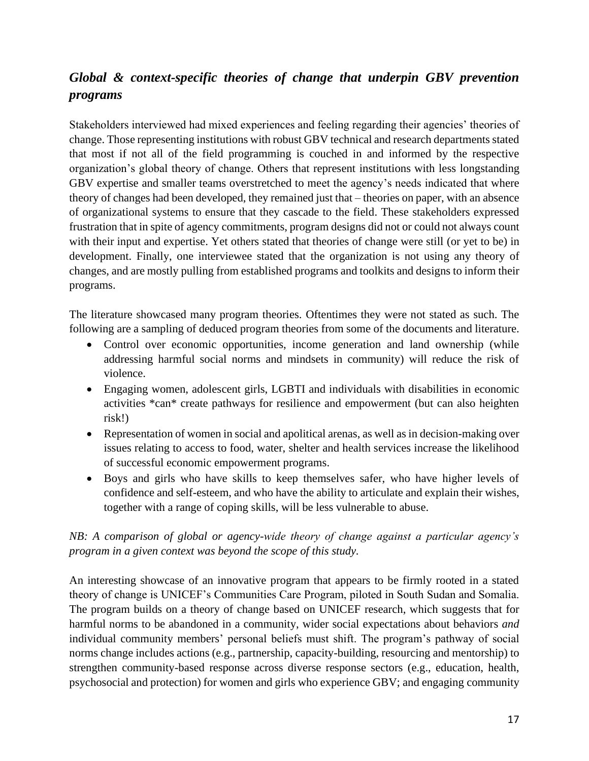## *Global & context-specific theories of change that underpin GBV prevention programs*

Stakeholders interviewed had mixed experiences and feeling regarding their agencies' theories of change. Those representing institutions with robust GBV technical and research departments stated that most if not all of the field programming is couched in and informed by the respective organization's global theory of change. Others that represent institutions with less longstanding GBV expertise and smaller teams overstretched to meet the agency's needs indicated that where theory of changes had been developed, they remained just that – theories on paper, with an absence of organizational systems to ensure that they cascade to the field. These stakeholders expressed frustration that in spite of agency commitments, program designs did not or could not always count with their input and expertise. Yet others stated that theories of change were still (or yet to be) in development. Finally, one interviewee stated that the organization is not using any theory of changes, and are mostly pulling from established programs and toolkits and designs to inform their programs.

The literature showcased many program theories. Oftentimes they were not stated as such. The following are a sampling of deduced program theories from some of the documents and literature.

- Control over economic opportunities, income generation and land ownership (while addressing harmful social norms and mindsets in community) will reduce the risk of violence.
- Engaging women, adolescent girls, LGBTI and individuals with disabilities in economic activities *can* create pathways for resilience and empowerment (but can also heighten risk!)
- Representation of women in social and apolitical arenas, as well as in decision-making over issues relating to access to food, water, shelter and health services increase the likelihood of successful economic empowerment programs.
- Boys and girls who have skills to keep themselves safer, who have higher levels of confidence and self-esteem, and who have the ability to articulate and explain their wishes, together with a range of coping skills, will be less vulnerable to abuse.

*NB: A comparison of global or agency-wide theory of change against a particular agency's program in a given context was beyond the scope of this study.*

An interesting showcase of an innovative program that appears to be firmly rooted in a stated theory of change is UNICEF's Communities Care Program, piloted in South Sudan and Somalia. The program builds on a theory of change based on UNICEF research, which suggests that for harmful norms to be abandoned in a community, wider social expectations about behaviors *and* individual community members' personal beliefs must shift. The program's pathway of social norms change includes actions (e.g., partnership, capacity-building, resourcing and mentorship) to strengthen community-based response across diverse response sectors (e.g., education, health, psychosocial and protection) for women and girls who experience GBV; and engaging community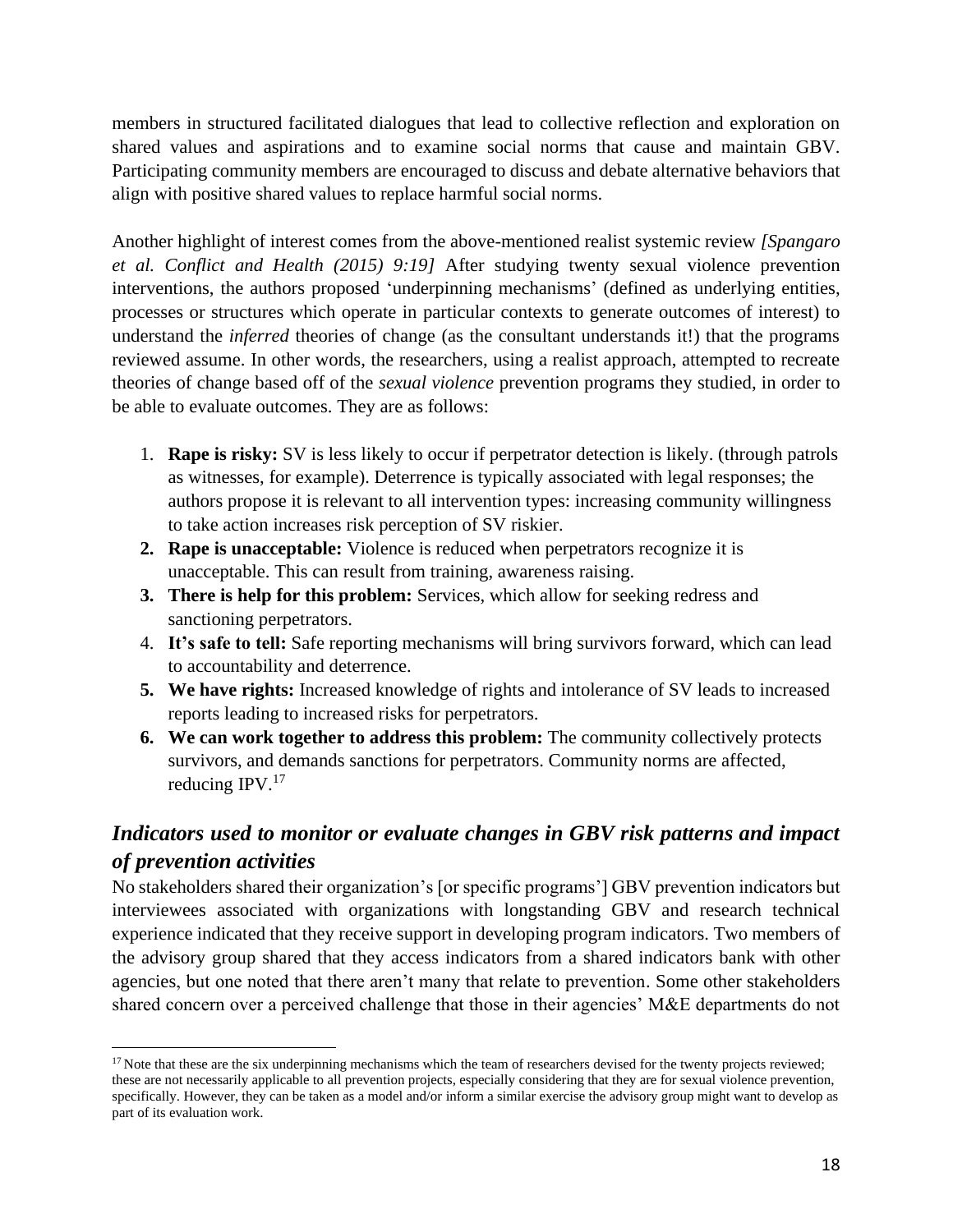members in structured facilitated dialogues that lead to collective reflection and exploration on shared values and aspirations and to examine social norms that cause and maintain GBV. Participating community members are encouraged to discuss and debate alternative behaviors that align with positive shared values to replace harmful social norms.

Another highlight of interest comes from the above-mentioned realist systemic review *[Spangaro et al. Conflict and Health (2015) 9:19]* After studying twenty sexual violence prevention interventions, the authors proposed 'underpinning mechanisms' (defined as underlying entities, processes or structures which operate in particular contexts to generate outcomes of interest) to understand the *inferred* theories of change (as the consultant understands it!) that the programs reviewed assume. In other words, the researchers, using a realist approach, attempted to recreate theories of change based off of the *sexual violence* prevention programs they studied, in order to be able to evaluate outcomes. They are as follows:

1. **Rape is risky:** SV is less likely to occur if perpetrator detection is likely. (through patrols as witnesses, for example). Deterrence is typically associated with legal responses; the authors propose it is relevant to all intervention types: increasing community willingness to take action increases risk perception of SV riskier.
2. **Rape is unacceptable:** Violence is reduced when perpetrators recognize it is unacceptable. This can result from training, awareness raising.
3. **There is help for this problem:** Services, which allow for seeking redress and sanctioning perpetrators.
4. **It's safe to tell:** Safe reporting mechanisms will bring survivors forward, which can lead to accountability and deterrence.
5. **We have rights:** Increased knowledge of rights and intolerance of SV leads to increased reports leading to increased risks for perpetrators.
6. **We can work together to address this problem:** The community collectively protects survivors, and demands sanctions for perpetrators. Community norms are affected, reducing IPV.[17]

## *Indicators used to monitor or evaluate changes in GBV risk patterns and impact of prevention activities*

No stakeholders shared their organization's [or specific programs'] GBV prevention indicators but interviewees associated with organizations with longstanding GBV and research technical experience indicated that they receive support in developing program indicators. Two members of the advisory group shared that they access indicators from a shared indicators bank with other agencies, but one noted that there aren't many that relate to prevention. Some other stakeholders shared concern over a perceived challenge that those in their agencies' M&E departments do not

[17] Note that these are the six underpinning mechanisms which the team of researchers devised for the twenty projects reviewed; these are not necessarily applicable to all prevention projects, especially considering that they are for sexual violence prevention, specifically. However, they can be taken as a model and/or inform a similar exercise the advisory group might want to develop as part of its evaluation work.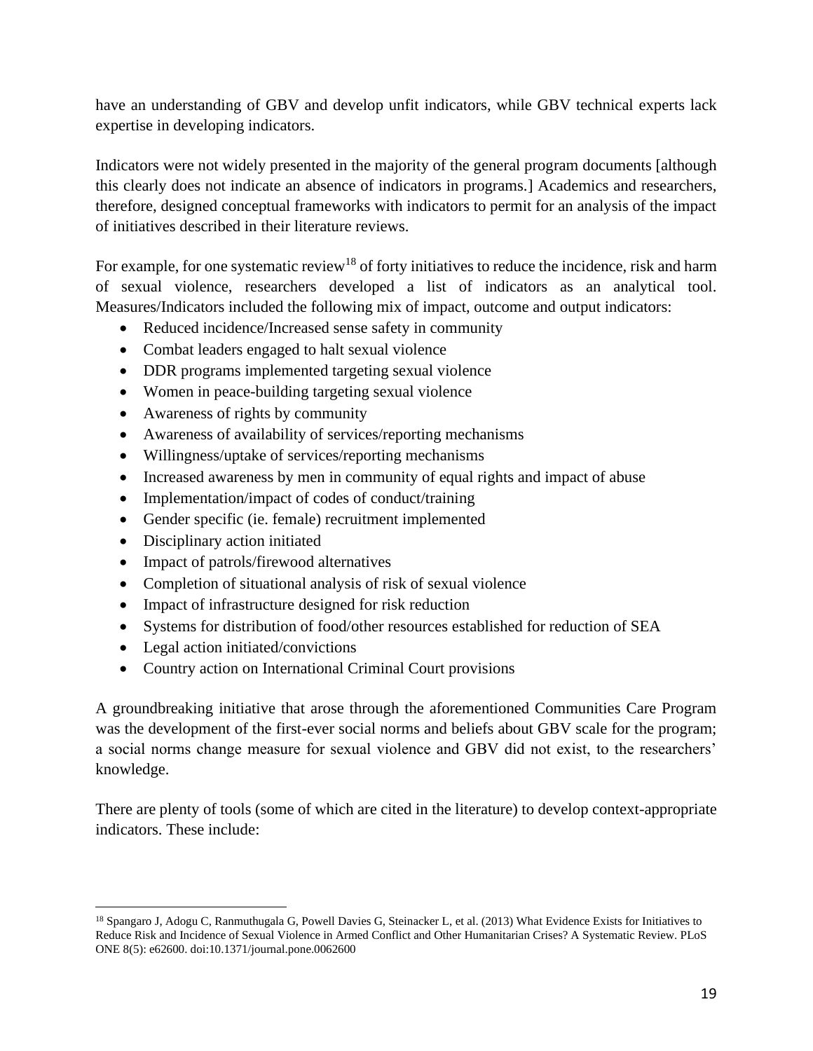have an understanding of GBV and develop unfit indicators, while GBV technical experts lack expertise in developing indicators.

Indicators were not widely presented in the majority of the general program documents [although this clearly does not indicate an absence of indicators in programs.] Academics and researchers, therefore, designed conceptual frameworks with indicators to permit for an analysis of the impact of initiatives described in their literature reviews.

For example, for one systematic review[18] of forty initiatives to reduce the incidence, risk and harm of sexual violence, researchers developed a list of indicators as an analytical tool. Measures/Indicators included the following mix of impact, outcome and output indicators:

- Reduced incidence/Increased sense safety in community
- Combat leaders engaged to halt sexual violence
- DDR programs implemented targeting sexual violence
- Women in peace-building targeting sexual violence
- Awareness of rights by community
- Awareness of availability of services/reporting mechanisms
- Willingness/uptake of services/reporting mechanisms
- Increased awareness by men in community of equal rights and impact of abuse
- Implementation/impact of codes of conduct/training
- Gender specific (ie. female) recruitment implemented
- Disciplinary action initiated
- Impact of patrols/firewood alternatives
- Completion of situational analysis of risk of sexual violence
- Impact of infrastructure designed for risk reduction
- Systems for distribution of food/other resources established for reduction of SEA
- Legal action initiated/convictions
- Country action on International Criminal Court provisions

A groundbreaking initiative that arose through the aforementioned Communities Care Program was the development of the first-ever social norms and beliefs about GBV scale for the program; a social norms change measure for sexual violence and GBV did not exist, to the researchers' knowledge.

There are plenty of tools (some of which are cited in the literature) to develop context-appropriate indicators. These include:

[18] Spangaro J, Adogu C, Ranmuthugala G, Powell Davies G, Steinacker L, et al. (2013) What Evidence Exists for Initiatives to Reduce Risk and Incidence of Sexual Violence in Armed Conflict and Other Humanitarian Crises? A Systematic Review. PLoS ONE 8(5): e62600. doi:10.1371/journal.pone.0062600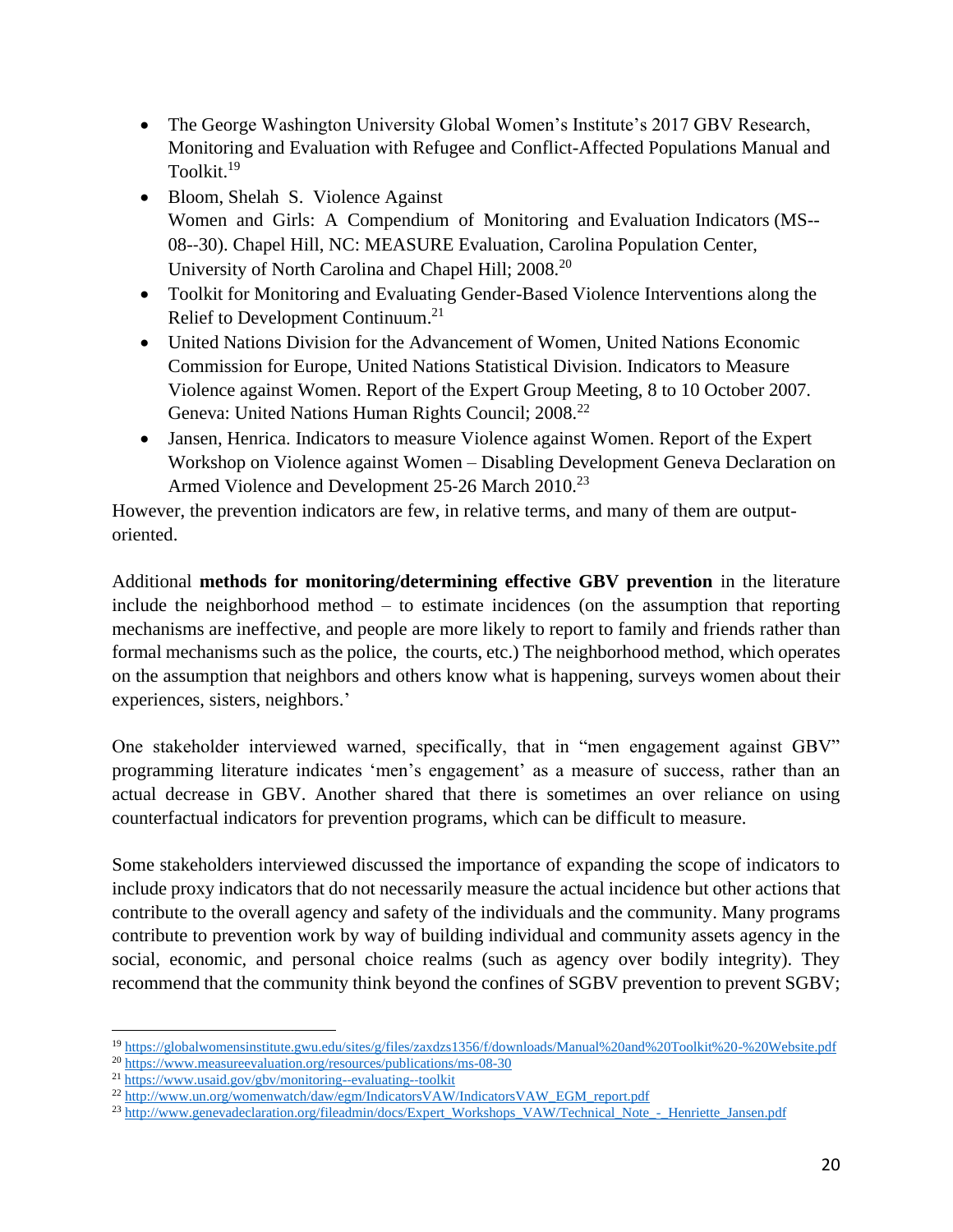- The George Washington University Global Women's Institute's 2017 GBV Research, Monitoring and Evaluation with Refugee and Conflict-Affected Populations Manual and Toolkit.[19]
- Bloom, Shelah S. Violence Against Women and Girls: A Compendium of Monitoring and Evaluation Indicators (MS--08--30). Chapel Hill, NC: MEASURE Evaluation, Carolina Population Center, University of North Carolina and Chapel Hill; 2008.[20]
- Toolkit for Monitoring and Evaluating Gender-Based Violence Interventions along the Relief to Development Continuum.[21]
- United Nations Division for the Advancement of Women, United Nations Economic Commission for Europe, United Nations Statistical Division. Indicators to Measure Violence against Women. Report of the Expert Group Meeting, 8 to 10 October 2007. Geneva: United Nations Human Rights Council; 2008.[22]
- Jansen, Henrica. Indicators to measure Violence against Women. Report of the Expert Workshop on Violence against Women – Disabling Development Geneva Declaration on Armed Violence and Development 25-26 March 2010.[23]

However, the prevention indicators are few, in relative terms, and many of them are output-oriented.

Additional **methods for monitoring/determining effective GBV prevention** in the literature include the neighborhood method – to estimate incidences (on the assumption that reporting mechanisms are ineffective, and people are more likely to report to family and friends rather than formal mechanisms such as the police, the courts, etc.) The neighborhood method, which operates on the assumption that neighbors and others know what is happening, surveys women about their experiences, sisters, neighbors.'

One stakeholder interviewed warned, specifically, that in "men engagement against GBV" programming literature indicates 'men's engagement' as a measure of success, rather than an actual decrease in GBV. Another shared that there is sometimes an over reliance on using counterfactual indicators for prevention programs, which can be difficult to measure.

Some stakeholders interviewed discussed the importance of expanding the scope of indicators to include proxy indicators that do not necessarily measure the actual incidence but other actions that contribute to the overall agency and safety of the individuals and the community. Many programs contribute to prevention work by way of building individual and community assets agency in the social, economic, and personal choice realms (such as agency over bodily integrity). They recommend that the community think beyond the confines of SGBV prevention to prevent SGBV;

---

[19] https://globalwomensinstitute.gwu.edu/sites/g/files/zaxdzs1356/f/downloads/Manual%20and%20Toolkit%20-%20Website.pdf

[20] https://www.measureevaluation.org/resources/publications/ms-08-30

[21] https://www.usaid.gov/gbv/monitoring--evaluating--toolkit

[22] http://www.un.org/womenwatch/daw/egm/IndicatorsVAW/IndicatorsVAW_EGM_report.pdf

[23] http://www.genevadeclaration.org/fileadmin/docs/Expert_Workshops_VAW/Technical_Note_-_Henriette_Jansen.pdf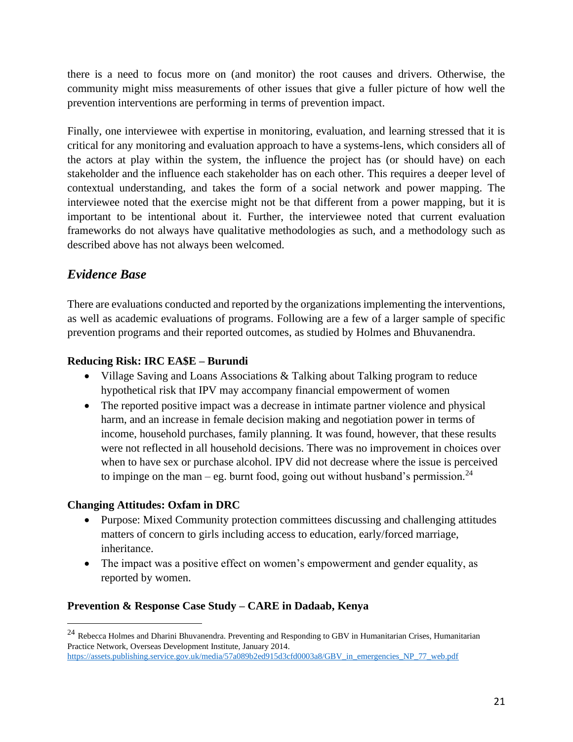there is a need to focus more on (and monitor) the root causes and drivers. Otherwise, the community might miss measurements of other issues that give a fuller picture of how well the prevention interventions are performing in terms of prevention impact.

Finally, one interviewee with expertise in monitoring, evaluation, and learning stressed that it is critical for any monitoring and evaluation approach to have a systems-lens, which considers all of the actors at play within the system, the influence the project has (or should have) on each stakeholder and the influence each stakeholder has on each other. This requires a deeper level of contextual understanding, and takes the form of a social network and power mapping. The interviewee noted that the exercise might not be that different from a power mapping, but it is important to be intentional about it. Further, the interviewee noted that current evaluation frameworks do not always have qualitative methodologies as such, and a methodology such as described above has not always been welcomed.

## *Evidence Base*

There are evaluations conducted and reported by the organizations implementing the interventions, as well as academic evaluations of programs. Following are a few of a larger sample of specific prevention programs and their reported outcomes, as studied by Holmes and Bhuvanendra.

**Reducing Risk: IRC EA$E – Burundi**

- Village Saving and Loans Associations & Talking about Talking program to reduce hypothetical risk that IPV may accompany financial empowerment of women
- The reported positive impact was a decrease in intimate partner violence and physical harm, and an increase in female decision making and negotiation power in terms of income, household purchases, family planning. It was found, however, that these results were not reflected in all household decisions. There was no improvement in choices over when to have sex or purchase alcohol. IPV did not decrease where the issue is perceived to impinge on the man – eg. burnt food, going out without husband's permission.[24]

**Changing Attitudes: Oxfam in DRC**

- Purpose: Mixed Community protection committees discussing and challenging attitudes matters of concern to girls including access to education, early/forced marriage, inheritance.
- The impact was a positive effect on women's empowerment and gender equality, as reported by women.

**Prevention & Response Case Study – CARE in Dadaab, Kenya**

---

[24] Rebecca Holmes and Dharini Bhuvanendra. Preventing and Responding to GBV in Humanitarian Crises, Humanitarian Practice Network, Overseas Development Institute, January 2014. https://assets.publishing.service.gov.uk/media/57a089b2ed915d3cfd0003a8/GBV_in_emergencies_NP_77_web.pdf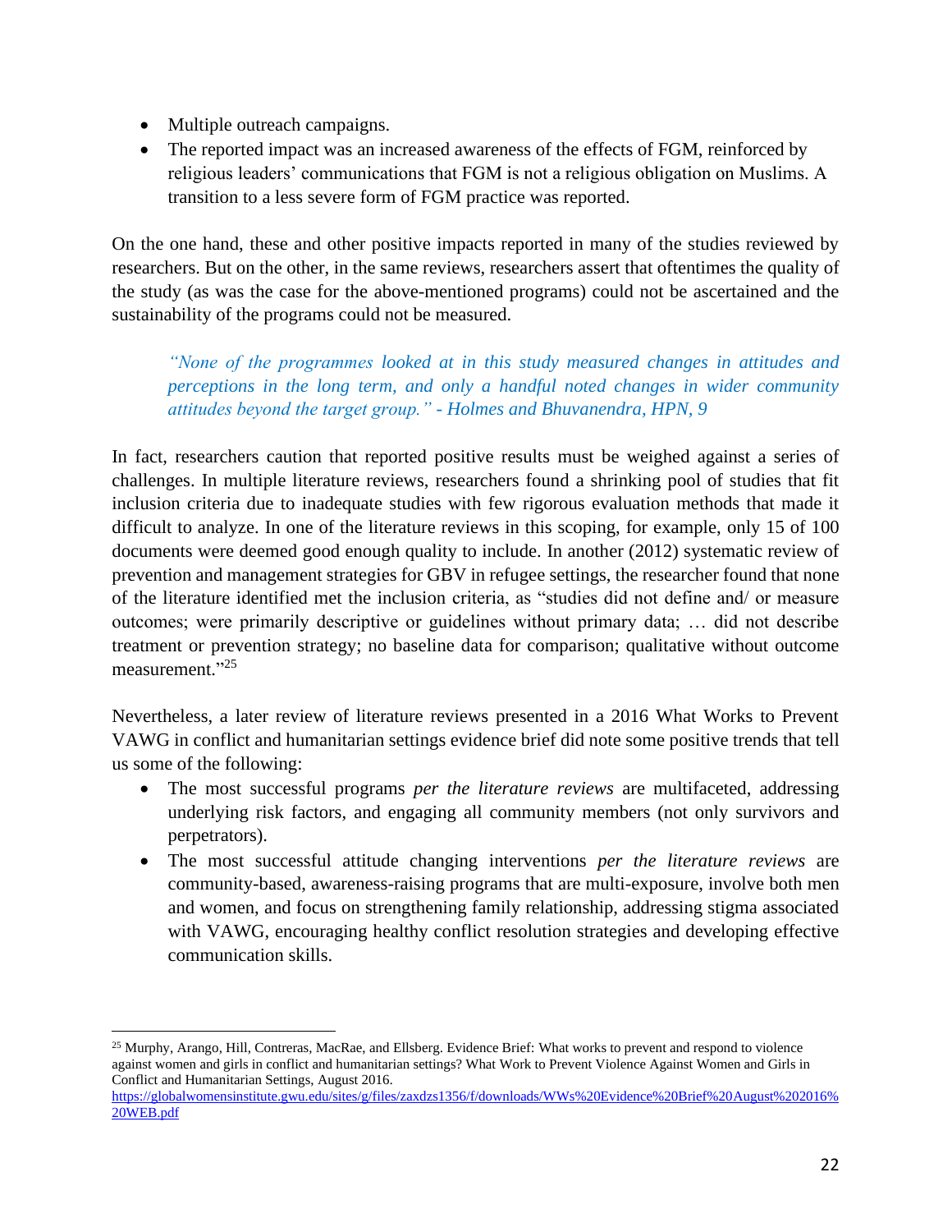- Multiple outreach campaigns.
- The reported impact was an increased awareness of the effects of FGM, reinforced by religious leaders' communications that FGM is not a religious obligation on Muslims. A transition to a less severe form of FGM practice was reported.

On the one hand, these and other positive impacts reported in many of the studies reviewed by researchers. But on the other, in the same reviews, researchers assert that oftentimes the quality of the study (as was the case for the above-mentioned programs) could not be ascertained and the sustainability of the programs could not be measured.

> *"None of the programmes looked at in this study measured changes in attitudes and perceptions in the long term, and only a handful noted changes in wider community attitudes beyond the target group." - Holmes and Bhuvanendra, HPN, 9*

In fact, researchers caution that reported positive results must be weighed against a series of challenges. In multiple literature reviews, researchers found a shrinking pool of studies that fit inclusion criteria due to inadequate studies with few rigorous evaluation methods that made it difficult to analyze. In one of the literature reviews in this scoping, for example, only 15 of 100 documents were deemed good enough quality to include. In another (2012) systematic review of prevention and management strategies for GBV in refugee settings, the researcher found that none of the literature identified met the inclusion criteria, as "studies did not define and/ or measure outcomes; were primarily descriptive or guidelines without primary data; … did not describe treatment or prevention strategy; no baseline data for comparison; qualitative without outcome measurement."[25]

Nevertheless, a later review of literature reviews presented in a 2016 What Works to Prevent VAWG in conflict and humanitarian settings evidence brief did note some positive trends that tell us some of the following:

- The most successful programs *per the literature reviews* are multifaceted, addressing underlying risk factors, and engaging all community members (not only survivors and perpetrators).
- The most successful attitude changing interventions *per the literature reviews* are community-based, awareness-raising programs that are multi-exposure, involve both men and women, and focus on strengthening family relationship, addressing stigma associated with VAWG, encouraging healthy conflict resolution strategies and developing effective communication skills.

---

[25] Murphy, Arango, Hill, Contreras, MacRae, and Ellsberg. Evidence Brief: What works to prevent and respond to violence against women and girls in conflict and humanitarian settings? What Work to Prevent Violence Against Women and Girls in Conflict and Humanitarian Settings, August 2016. https://globalwomensinstitute.gwu.edu/sites/g/files/zaxdzs1356/f/downloads/WWs%20Evidence%20Brief%20August%202016%20WEB.pdf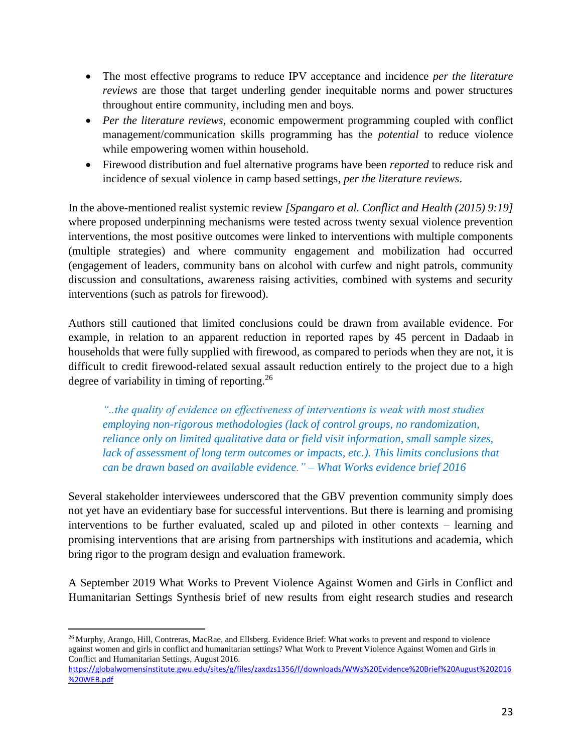- The most effective programs to reduce IPV acceptance and incidence *per the literature reviews* are those that target underling gender inequitable norms and power structures throughout entire community, including men and boys.
- *Per the literature reviews*, economic empowerment programming coupled with conflict management/communication skills programming has the *potential* to reduce violence while empowering women within household.
- Firewood distribution and fuel alternative programs have been *reported* to reduce risk and incidence of sexual violence in camp based settings, *per the literature reviews*.

In the above-mentioned realist systemic review *[Spangaro et al. Conflict and Health (2015) 9:19]* where proposed underpinning mechanisms were tested across twenty sexual violence prevention interventions, the most positive outcomes were linked to interventions with multiple components (multiple strategies) and where community engagement and mobilization had occurred (engagement of leaders, community bans on alcohol with curfew and night patrols, community discussion and consultations, awareness raising activities, combined with systems and security interventions (such as patrols for firewood).

Authors still cautioned that limited conclusions could be drawn from available evidence. For example, in relation to an apparent reduction in reported rapes by 45 percent in Dadaab in households that were fully supplied with firewood, as compared to periods when they are not, it is difficult to credit firewood-related sexual assault reduction entirely to the project due to a high degree of variability in timing of reporting.[26]

> *"..the quality of evidence on effectiveness of interventions is weak with most studies employing non-rigorous methodologies (lack of control groups, no randomization, reliance only on limited qualitative data or field visit information, small sample sizes, lack of assessment of long term outcomes or impacts, etc.). This limits conclusions that can be drawn based on available evidence." – What Works evidence brief 2016*

Several stakeholder interviewees underscored that the GBV prevention community simply does not yet have an evidentiary base for successful interventions. But there is learning and promising interventions to be further evaluated, scaled up and piloted in other contexts – learning and promising interventions that are arising from partnerships with institutions and academia, which bring rigor to the program design and evaluation framework.

A September 2019 What Works to Prevent Violence Against Women and Girls in Conflict and Humanitarian Settings Synthesis brief of new results from eight research studies and research

[26] Murphy, Arango, Hill, Contreras, MacRae, and Ellsberg. Evidence Brief: What works to prevent and respond to violence against women and girls in conflict and humanitarian settings? What Work to Prevent Violence Against Women and Girls in Conflict and Humanitarian Settings, August 2016. https://globalwomensinstitute.gwu.edu/sites/g/files/zaxdzs1356/f/downloads/WWs%20Evidence%20Brief%20August%202016%20WEB.pdf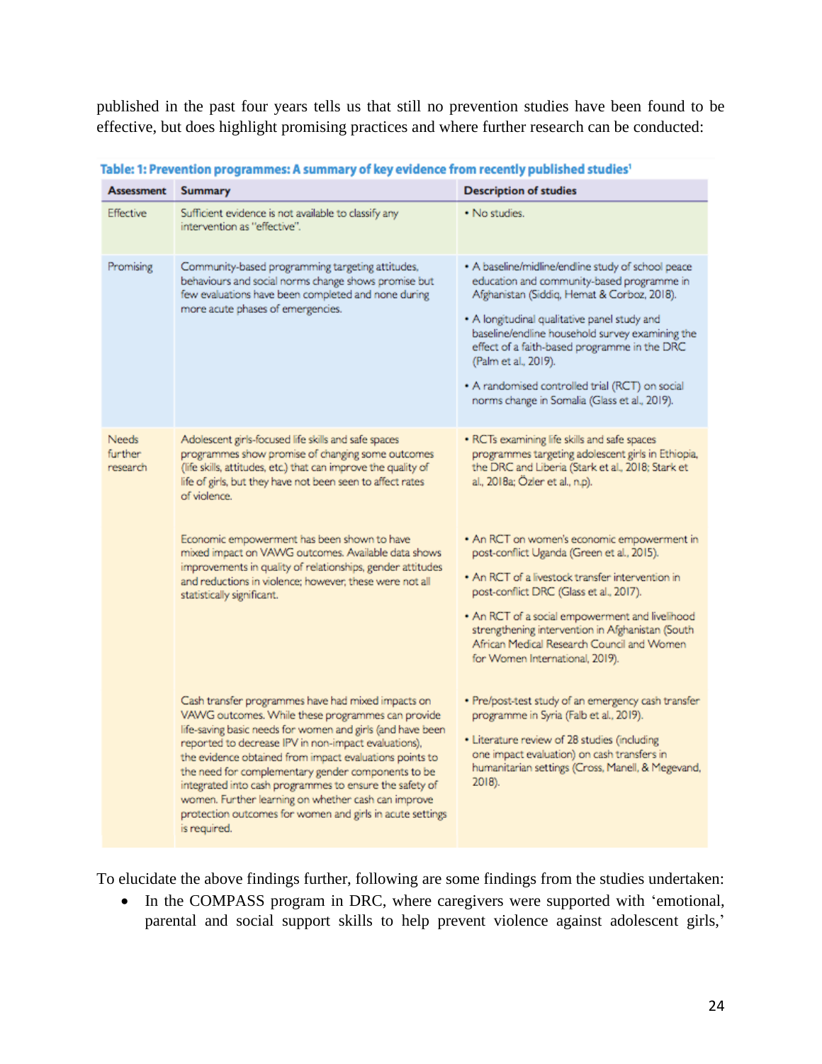published in the past four years tells us that still no prevention studies have been found to be effective, but does highlight promising practices and where further research can be conducted:

**Table: 1: Prevention programmes: A summary of key evidence from recently published studies[1]**

| Assessment | Summary | Description of studies |
|---|---|---|
| Effective | Sufficient evidence is not available to classify any intervention as "effective". | • No studies. |
| Promising | Community-based programming targeting attitudes, behaviours and social norms change shows promise but few evaluations have been completed and none during more acute phases of emergencies. | • A baseline/midline/endline study of school peace education and community-based programme in Afghanistan (Siddiq, Hemat & Corboz, 2018).<br>• A longitudinal qualitative panel study and baseline/endline household survey examining the effect of a faith-based programme in the DRC (Palm et al., 2019).<br>• A randomised controlled trial (RCT) on social norms change in Somalia (Glass et al., 2019). |
| Needs further research | Adolescent girls-focused life skills and safe spaces programmes show promise of changing some outcomes (life skills, attitudes, etc.) that can improve the quality of life of girls, but they have not been seen to affect rates of violence. | • RCTs examining life skills and safe spaces programmes targeting adolescent girls in Ethiopia, the DRC and Liberia (Stark et al., 2018; Stark et al., 2018a; Özler et al., n.p). |
| | Economic empowerment has been shown to have mixed impact on VAWG outcomes. Available data shows improvements in quality of relationships, gender attitudes and reductions in violence; however, these were not all statistically significant. | • An RCT on women's economic empowerment in post-conflict Uganda (Green et al., 2015).<br>• An RCT of a livestock transfer intervention in post-conflict DRC (Glass et al., 2017).<br>• An RCT of a social empowerment and livelihood strengthening intervention in Afghanistan (South African Medical Research Council and Women for Women International, 2019). |
| | Cash transfer programmes have had mixed impacts on VAWG outcomes. While these programmes can provide life-saving basic needs for women and girls (and have been reported to decrease IPV in non-impact evaluations), the evidence obtained from impact evaluations points to the need for complementary gender components to be integrated into cash programmes to ensure the safety of women. Further learning on whether cash can improve protection outcomes for women and girls in acute settings is required. | • Pre/post-test study of an emergency cash transfer programme in Syria (Falb et al., 2019).<br>• Literature review of 28 studies (including one impact evaluation) on cash transfers in humanitarian settings (Cross, Manell, & Megevand, 2018). |

To elucidate the above findings further, following are some findings from the studies undertaken:

- In the COMPASS program in DRC, where caregivers were supported with 'emotional, parental and social support skills to help prevent violence against adolescent girls,'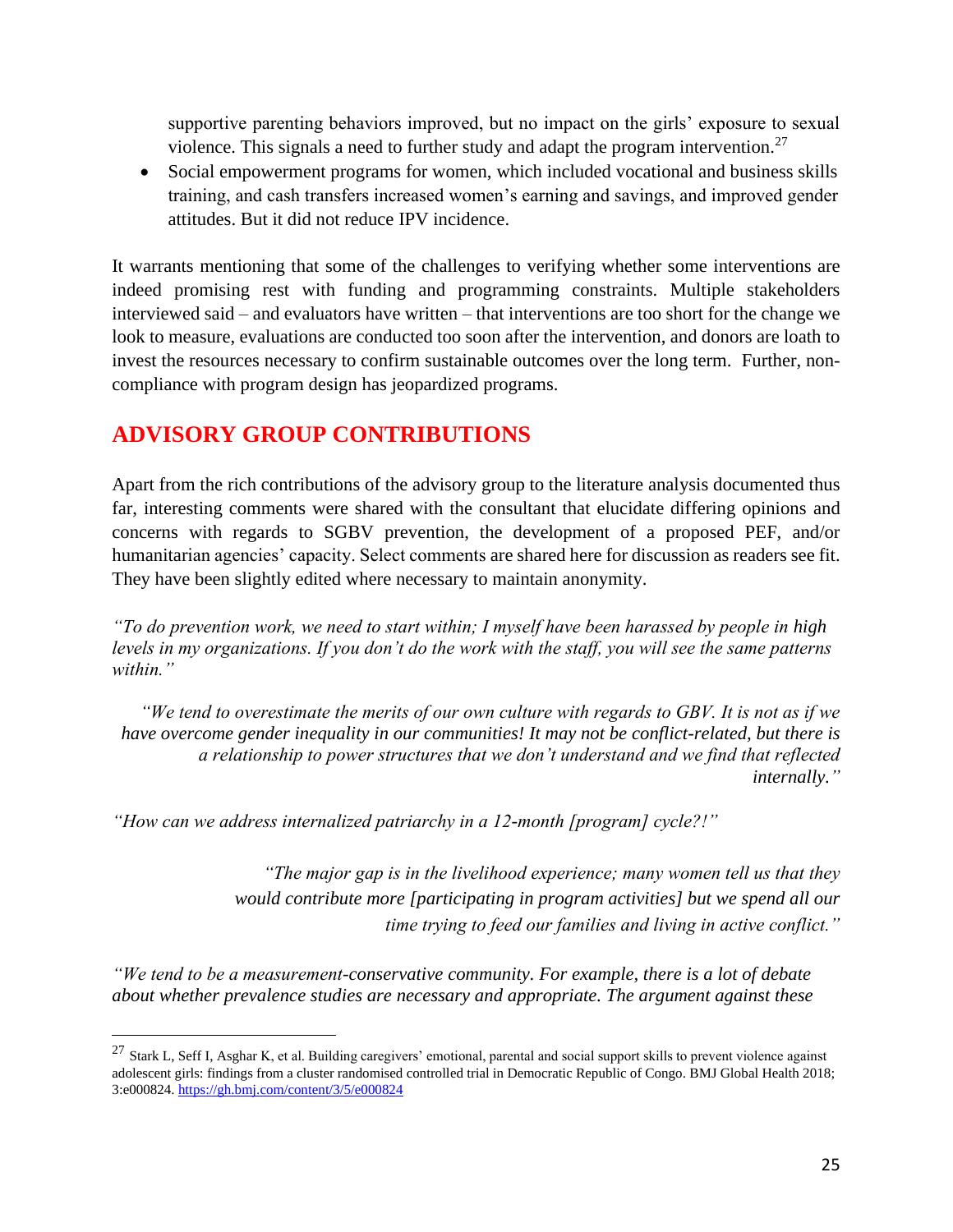supportive parenting behaviors improved, but no impact on the girls' exposure to sexual violence. This signals a need to further study and adapt the program intervention.[27]

- Social empowerment programs for women, which included vocational and business skills training, and cash transfers increased women's earning and savings, and improved gender attitudes. But it did not reduce IPV incidence.

It warrants mentioning that some of the challenges to verifying whether some interventions are indeed promising rest with funding and programming constraints. Multiple stakeholders interviewed said – and evaluators have written – that interventions are too short for the change we look to measure, evaluations are conducted too soon after the intervention, and donors are loath to invest the resources necessary to confirm sustainable outcomes over the long term. Further, non-compliance with program design has jeopardized programs.

## ADVISORY GROUP CONTRIBUTIONS

Apart from the rich contributions of the advisory group to the literature analysis documented thus far, interesting comments were shared with the consultant that elucidate differing opinions and concerns with regards to SGBV prevention, the development of a proposed PEF, and/or humanitarian agencies' capacity. Select comments are shared here for discussion as readers see fit. They have been slightly edited where necessary to maintain anonymity.

*"To do prevention work, we need to start within; I myself have been harassed by people in high levels in my organizations. If you don't do the work with the staff, you will see the same patterns within."*

*"We tend to overestimate the merits of our own culture with regards to GBV. It is not as if we have overcome gender inequality in our communities! It may not be conflict-related, but there is a relationship to power structures that we don't understand and we find that reflected internally."*

*"How can we address internalized patriarchy in a 12-month [program] cycle?!"*

*"The major gap is in the livelihood experience; many women tell us that they would contribute more [participating in program activities] but we spend all our time trying to feed our families and living in active conflict."*

*"We tend to be a measurement-conservative community. For example, there is a lot of debate about whether prevalence studies are necessary and appropriate. The argument against these*

---

[27] Stark L, Seff I, Asghar K, et al. Building caregivers' emotional, parental and social support skills to prevent violence against adolescent girls: findings from a cluster randomised controlled trial in Democratic Republic of Congo. BMJ Global Health 2018; 3:e000824. https://gh.bmj.com/content/3/5/e000824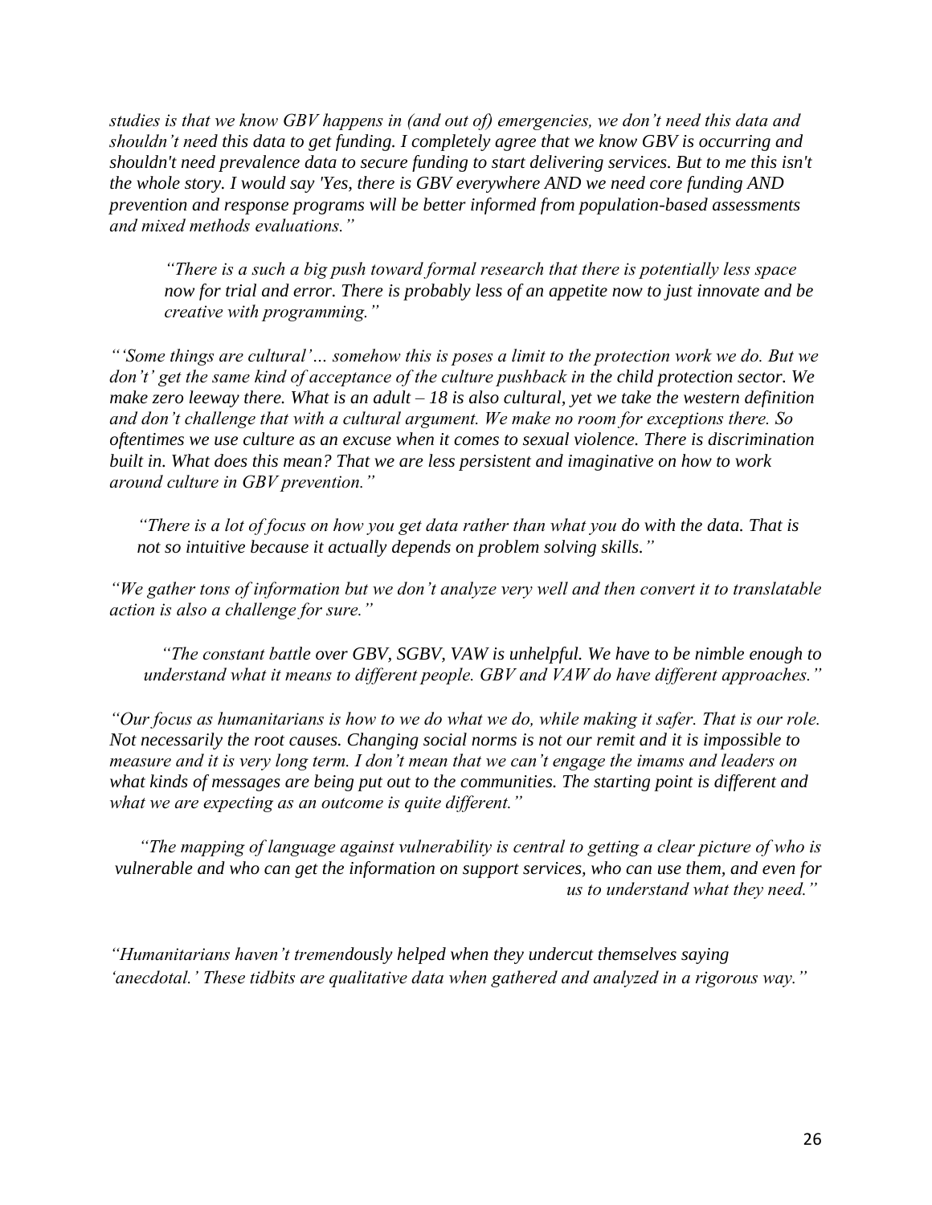*studies is that we know GBV happens in (and out of) emergencies, we don't need this data and shouldn't need this data to get funding. I completely agree that we know GBV is occurring and shouldn't need prevalence data to secure funding to start delivering services. But to me this isn't the whole story. I would say 'Yes, there is GBV everywhere AND we need core funding AND prevention and response programs will be better informed from population-based assessments and mixed methods evaluations."*

> *"There is a such a big push toward formal research that there is potentially less space now for trial and error. There is probably less of an appetite now to just innovate and be creative with programming."*

*"'Some things are cultural'… somehow this is poses a limit to the protection work we do. But we don't' get the same kind of acceptance of the culture pushback in the child protection sector. We make zero leeway there. What is an adult – 18 is also cultural, yet we take the western definition and don't challenge that with a cultural argument. We make no room for exceptions there. So oftentimes we use culture as an excuse when it comes to sexual violence. There is discrimination built in. What does this mean? That we are less persistent and imaginative on how to work around culture in GBV prevention."*

> *"There is a lot of focus on how you get data rather than what you do with the data. That is not so intuitive because it actually depends on problem solving skills."*

*"We gather tons of information but we don't analyze very well and then convert it to translatable action is also a challenge for sure."*

> *"The constant battle over GBV, SGBV, VAW is unhelpful. We have to be nimble enough to understand what it means to different people. GBV and VAW do have different approaches."*

*"Our focus as humanitarians is how to we do what we do, while making it safer. That is our role. Not necessarily the root causes. Changing social norms is not our remit and it is impossible to measure and it is very long term. I don't mean that we can't engage the imams and leaders on what kinds of messages are being put out to the communities. The starting point is different and what we are expecting as an outcome is quite different."*

> *"The mapping of language against vulnerability is central to getting a clear picture of who is vulnerable and who can get the information on support services, who can use them, and even for us to understand what they need."*

*"Humanitarians haven't tremendously helped when they undercut themselves saying 'anecdotal.' These tidbits are qualitative data when gathered and analyzed in a rigorous way."*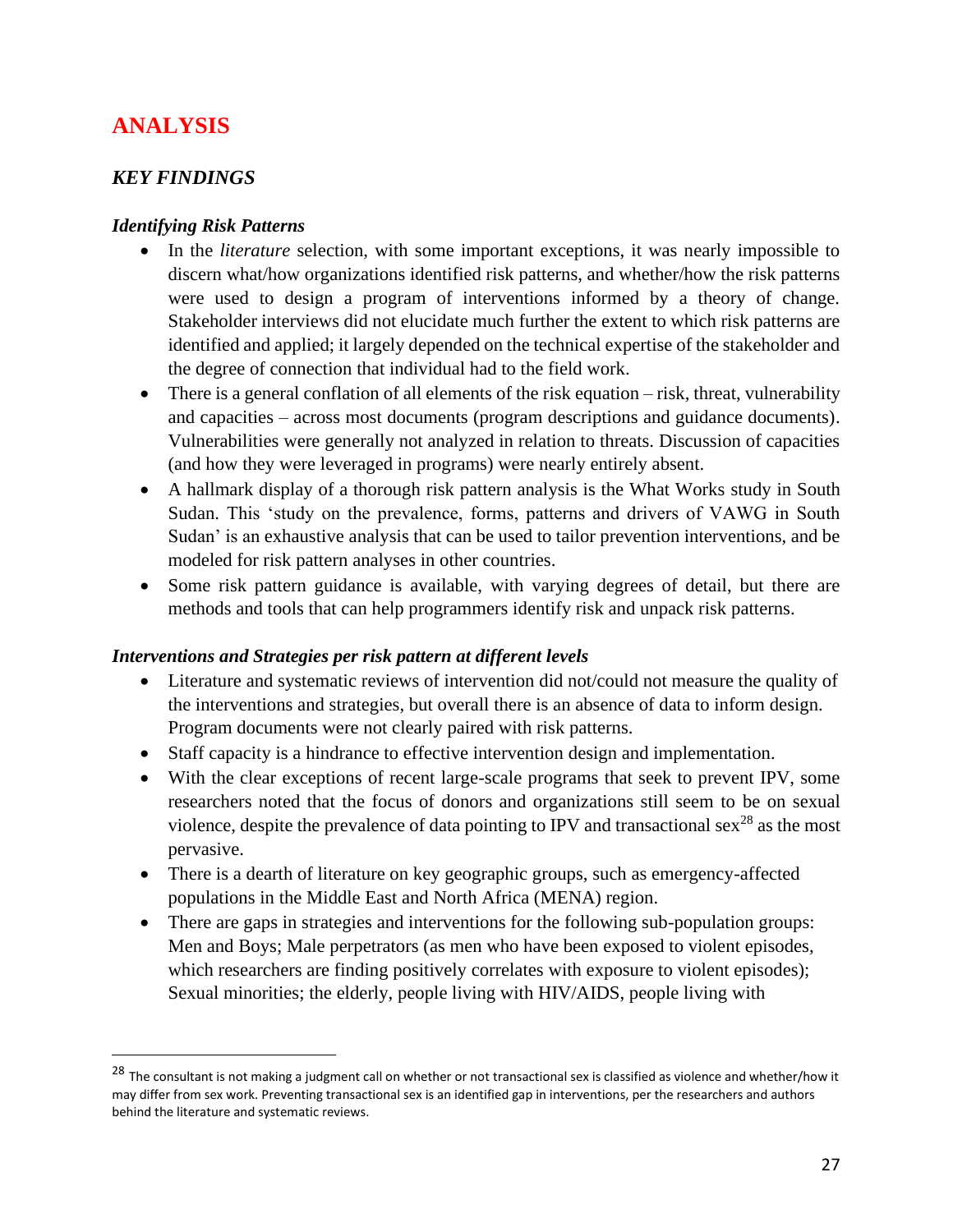# ANALYSIS

## *KEY FINDINGS*

### *Identifying Risk Patterns*

- In the *literature* selection, with some important exceptions, it was nearly impossible to discern what/how organizations identified risk patterns, and whether/how the risk patterns were used to design a program of interventions informed by a theory of change. Stakeholder interviews did not elucidate much further the extent to which risk patterns are identified and applied; it largely depended on the technical expertise of the stakeholder and the degree of connection that individual had to the field work.
- There is a general conflation of all elements of the risk equation – risk, threat, vulnerability and capacities – across most documents (program descriptions and guidance documents). Vulnerabilities were generally not analyzed in relation to threats. Discussion of capacities (and how they were leveraged in programs) were nearly entirely absent.
- A hallmark display of a thorough risk pattern analysis is the What Works study in South Sudan. This 'study on the prevalence, forms, patterns and drivers of VAWG in South Sudan' is an exhaustive analysis that can be used to tailor prevention interventions, and be modeled for risk pattern analyses in other countries.
- Some risk pattern guidance is available, with varying degrees of detail, but there are methods and tools that can help programmers identify risk and unpack risk patterns.

### *Interventions and Strategies per risk pattern at different levels*

- Literature and systematic reviews of intervention did not/could not measure the quality of the interventions and strategies, but overall there is an absence of data to inform design. Program documents were not clearly paired with risk patterns.
- Staff capacity is a hindrance to effective intervention design and implementation.
- With the clear exceptions of recent large-scale programs that seek to prevent IPV, some researchers noted that the focus of donors and organizations still seem to be on sexual violence, despite the prevalence of data pointing to IPV and transactional sex[28] as the most pervasive.
- There is a dearth of literature on key geographic groups, such as emergency-affected populations in the Middle East and North Africa (MENA) region.
- There are gaps in strategies and interventions for the following sub-population groups: Men and Boys; Male perpetrators (as men who have been exposed to violent episodes, which researchers are finding positively correlates with exposure to violent episodes); Sexual minorities; the elderly, people living with HIV/AIDS, people living with

---

[28] The consultant is not making a judgment call on whether or not transactional sex is classified as violence and whether/how it may differ from sex work. Preventing transactional sex is an identified gap in interventions, per the researchers and authors behind the literature and systematic reviews.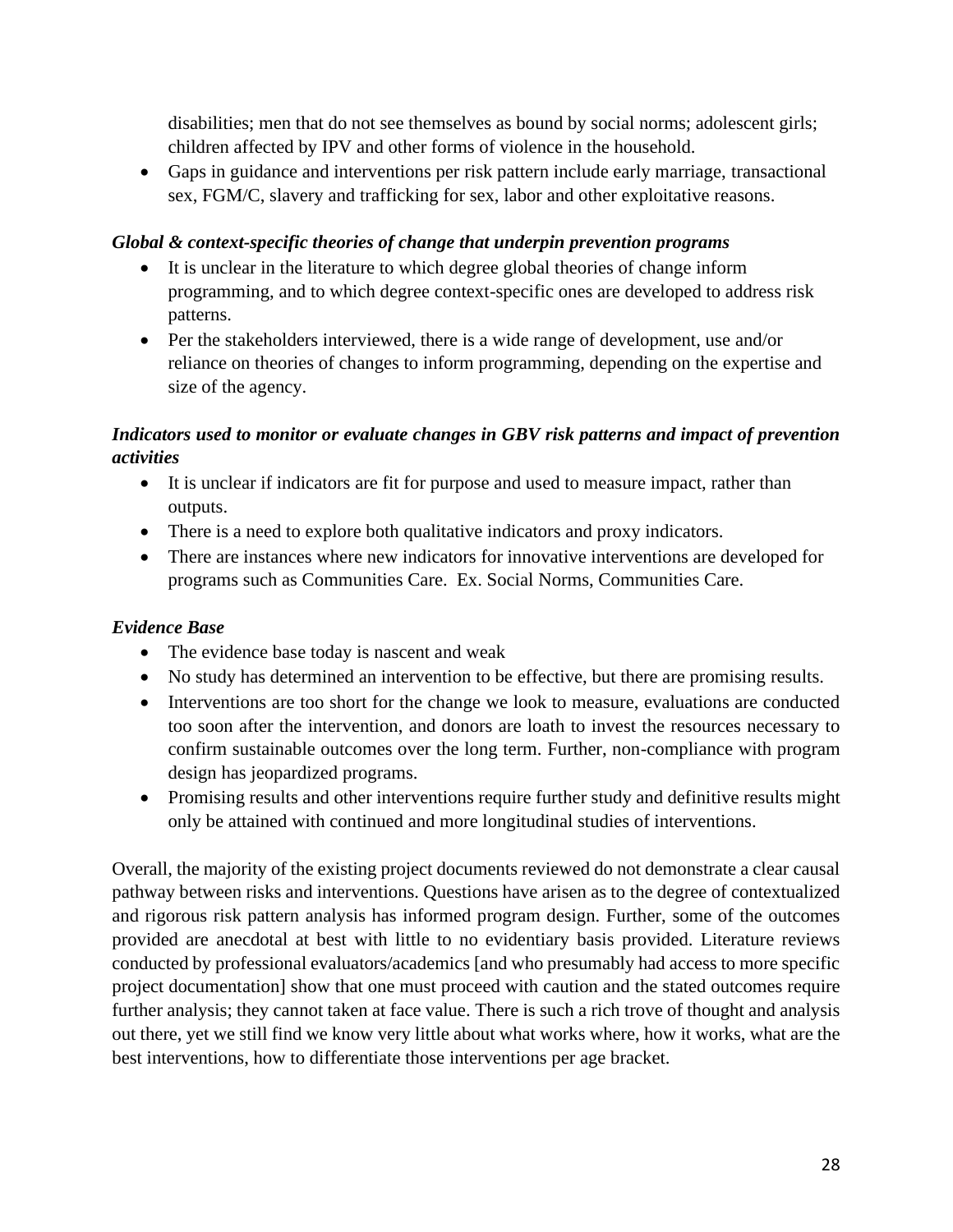disabilities; men that do not see themselves as bound by social norms; adolescent girls; children affected by IPV and other forms of violence in the household.

- Gaps in guidance and interventions per risk pattern include early marriage, transactional sex, FGM/C, slavery and trafficking for sex, labor and other exploitative reasons.

***Global & context-specific theories of change that underpin prevention programs***

- It is unclear in the literature to which degree global theories of change inform programming, and to which degree context-specific ones are developed to address risk patterns.
- Per the stakeholders interviewed, there is a wide range of development, use and/or reliance on theories of changes to inform programming, depending on the expertise and size of the agency.

***Indicators used to monitor or evaluate changes in GBV risk patterns and impact of prevention activities***

- It is unclear if indicators are fit for purpose and used to measure impact, rather than outputs.
- There is a need to explore both qualitative indicators and proxy indicators.
- There are instances where new indicators for innovative interventions are developed for programs such as Communities Care. Ex. Social Norms, Communities Care.

***Evidence Base***

- The evidence base today is nascent and weak
- No study has determined an intervention to be effective, but there are promising results.
- Interventions are too short for the change we look to measure, evaluations are conducted too soon after the intervention, and donors are loath to invest the resources necessary to confirm sustainable outcomes over the long term. Further, non-compliance with program design has jeopardized programs.
- Promising results and other interventions require further study and definitive results might only be attained with continued and more longitudinal studies of interventions.

Overall, the majority of the existing project documents reviewed do not demonstrate a clear causal pathway between risks and interventions. Questions have arisen as to the degree of contextualized and rigorous risk pattern analysis has informed program design. Further, some of the outcomes provided are anecdotal at best with little to no evidentiary basis provided. Literature reviews conducted by professional evaluators/academics [and who presumably had access to more specific project documentation] show that one must proceed with caution and the stated outcomes require further analysis; they cannot taken at face value. There is such a rich trove of thought and analysis out there, yet we still find we know very little about what works where, how it works, what are the best interventions, how to differentiate those interventions per age bracket.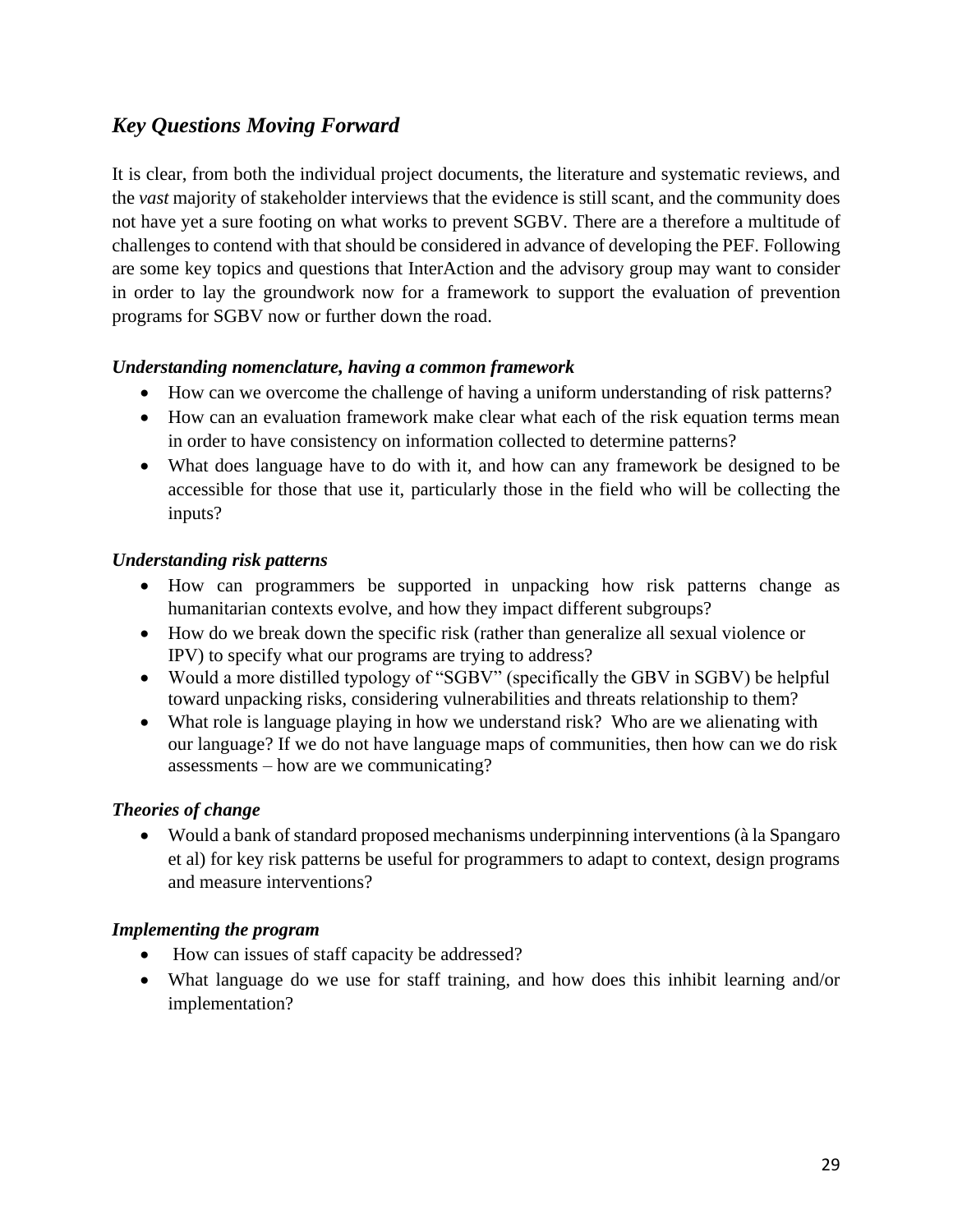## *Key Questions Moving Forward*

It is clear, from both the individual project documents, the literature and systematic reviews, and the *vast* majority of stakeholder interviews that the evidence is still scant, and the community does not have yet a sure footing on what works to prevent SGBV. There are a therefore a multitude of challenges to contend with that should be considered in advance of developing the PEF. Following are some key topics and questions that InterAction and the advisory group may want to consider in order to lay the groundwork now for a framework to support the evaluation of prevention programs for SGBV now or further down the road.

### *Understanding nomenclature, having a common framework*

- How can we overcome the challenge of having a uniform understanding of risk patterns?
- How can an evaluation framework make clear what each of the risk equation terms mean in order to have consistency on information collected to determine patterns?
- What does language have to do with it, and how can any framework be designed to be accessible for those that use it, particularly those in the field who will be collecting the inputs?

### *Understanding risk patterns*

- How can programmers be supported in unpacking how risk patterns change as humanitarian contexts evolve, and how they impact different subgroups?
- How do we break down the specific risk (rather than generalize all sexual violence or IPV) to specify what our programs are trying to address?
- Would a more distilled typology of "SGBV" (specifically the GBV in SGBV) be helpful toward unpacking risks, considering vulnerabilities and threats relationship to them?
- What role is language playing in how we understand risk? Who are we alienating with our language? If we do not have language maps of communities, then how can we do risk assessments – how are we communicating?

### *Theories of change*

- Would a bank of standard proposed mechanisms underpinning interventions (à la Spangaro et al) for key risk patterns be useful for programmers to adapt to context, design programs and measure interventions?

### *Implementing the program*

- How can issues of staff capacity be addressed?
- What language do we use for staff training, and how does this inhibit learning and/or implementation?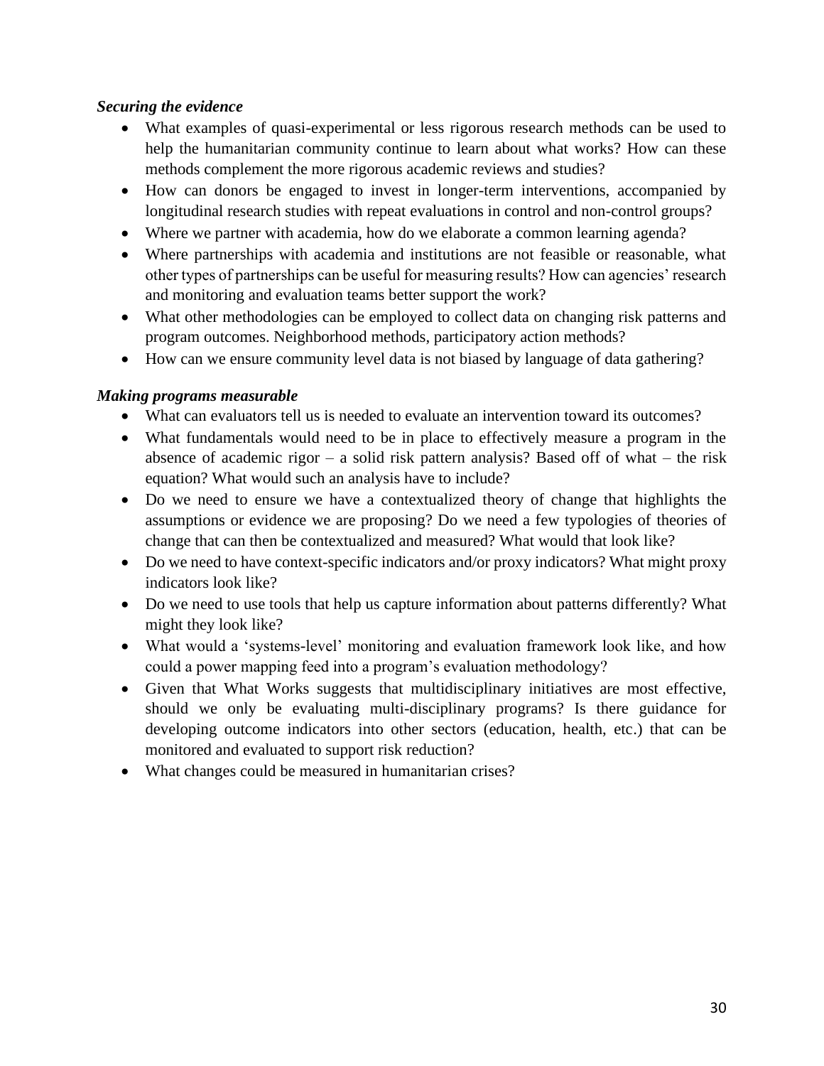***Securing the evidence***

- What examples of quasi-experimental or less rigorous research methods can be used to help the humanitarian community continue to learn about what works? How can these methods complement the more rigorous academic reviews and studies?
- How can donors be engaged to invest in longer-term interventions, accompanied by longitudinal research studies with repeat evaluations in control and non-control groups?
- Where we partner with academia, how do we elaborate a common learning agenda?
- Where partnerships with academia and institutions are not feasible or reasonable, what other types of partnerships can be useful for measuring results? How can agencies' research and monitoring and evaluation teams better support the work?
- What other methodologies can be employed to collect data on changing risk patterns and program outcomes. Neighborhood methods, participatory action methods?
- How can we ensure community level data is not biased by language of data gathering?

***Making programs measurable***

- What can evaluators tell us is needed to evaluate an intervention toward its outcomes?
- What fundamentals would need to be in place to effectively measure a program in the absence of academic rigor – a solid risk pattern analysis? Based off of what – the risk equation? What would such an analysis have to include?
- Do we need to ensure we have a contextualized theory of change that highlights the assumptions or evidence we are proposing? Do we need a few typologies of theories of change that can then be contextualized and measured? What would that look like?
- Do we need to have context-specific indicators and/or proxy indicators? What might proxy indicators look like?
- Do we need to use tools that help us capture information about patterns differently? What might they look like?
- What would a 'systems-level' monitoring and evaluation framework look like, and how could a power mapping feed into a program's evaluation methodology?
- Given that What Works suggests that multidisciplinary initiatives are most effective, should we only be evaluating multi-disciplinary programs? Is there guidance for developing outcome indicators into other sectors (education, health, etc.) that can be monitored and evaluated to support risk reduction?
- What changes could be measured in humanitarian crises?